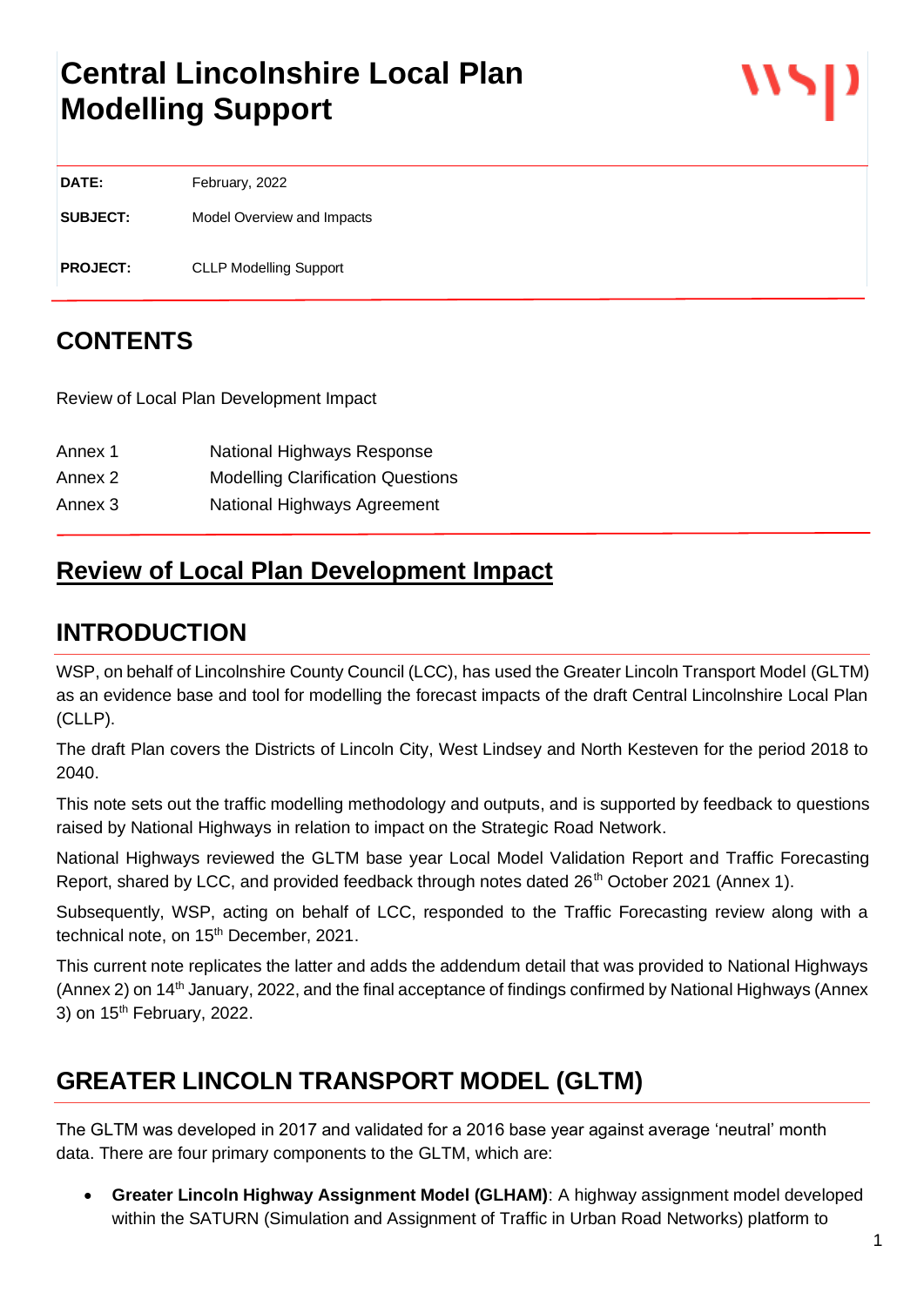# Central Lincolnshire Local Plan Modelling Support

| | |
|---|---|
| **DATE:** | February, 2022 |
| **SUBJECT:** | Model Overview and Impacts |
| **PROJECT:** | CLLP Modelling Support |

## CONTENTS

Review of Local Plan Development Impact

| | |
|---|---|
| Annex 1 | National Highways Response |
| Annex 2 | Modelling Clarification Questions |
| Annex 3 | National Highways Agreement |

## Review of Local Plan Development Impact

## INTRODUCTION

WSP, on behalf of Lincolnshire County Council (LCC), has used the Greater Lincoln Transport Model (GLTM) as an evidence base and tool for modelling the forecast impacts of the draft Central Lincolnshire Local Plan (CLLP).

The draft Plan covers the Districts of Lincoln City, West Lindsey and North Kesteven for the period 2018 to 2040.

This note sets out the traffic modelling methodology and outputs, and is supported by feedback to questions raised by National Highways in relation to impact on the Strategic Road Network.

National Highways reviewed the GLTM base year Local Model Validation Report and Traffic Forecasting Report, shared by LCC, and provided feedback through notes dated 26th October 2021 (Annex 1).

Subsequently, WSP, acting on behalf of LCC, responded to the Traffic Forecasting review along with a technical note, on 15th December, 2021.

This current note replicates the latter and adds the addendum detail that was provided to National Highways (Annex 2) on 14th January, 2022, and the final acceptance of findings confirmed by National Highways (Annex 3) on 15th February, 2022.

## GREATER LINCOLN TRANSPORT MODEL (GLTM)

The GLTM was developed in 2017 and validated for a 2016 base year against average 'neutral' month data. There are four primary components to the GLTM, which are:

- **Greater Lincoln Highway Assignment Model (GLHAM)**: A highway assignment model developed within the SATURN (Simulation and Assignment of Traffic in Urban Road Networks) platform to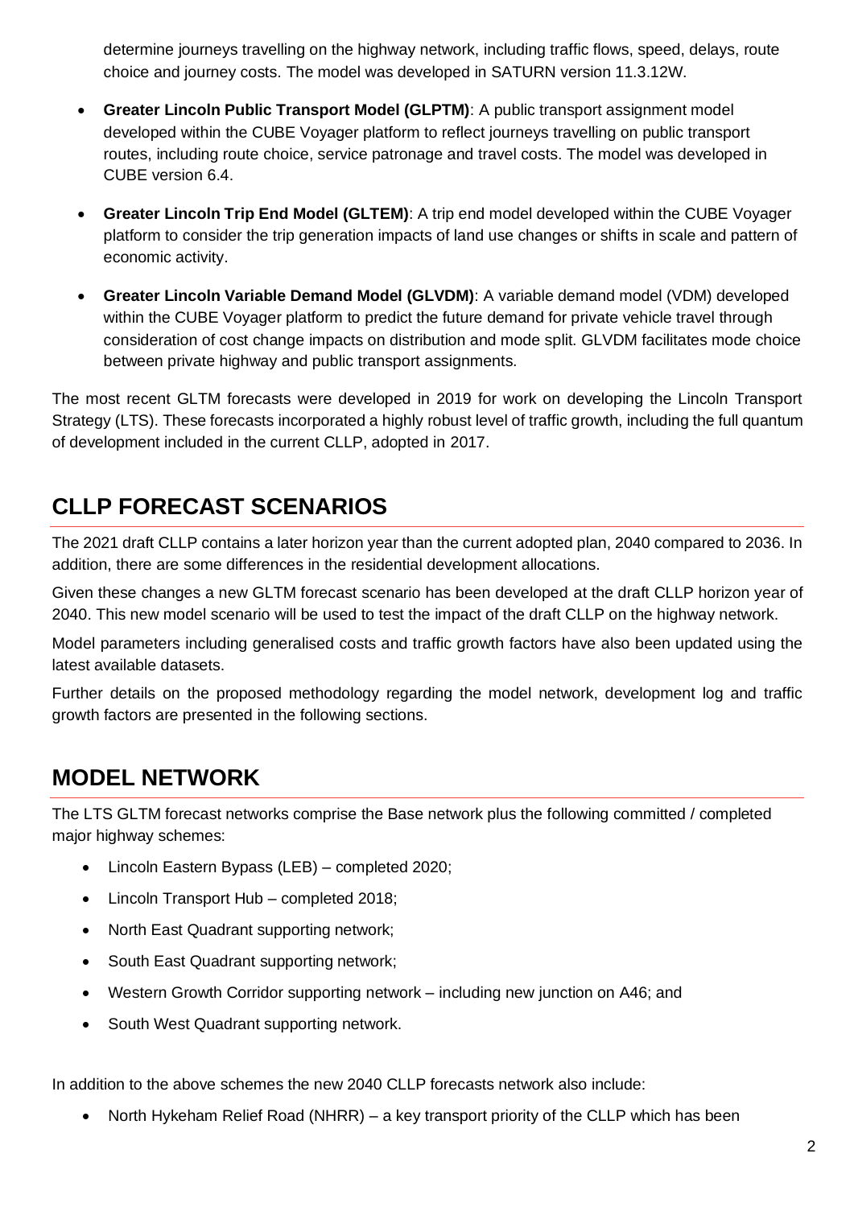determine journeys travelling on the highway network, including traffic flows, speed, delays, route choice and journey costs. The model was developed in SATURN version 11.3.12W.

- **Greater Lincoln Public Transport Model (GLPTM)**: A public transport assignment model developed within the CUBE Voyager platform to reflect journeys travelling on public transport routes, including route choice, service patronage and travel costs. The model was developed in CUBE version 6.4.
- **Greater Lincoln Trip End Model (GLTEM)**: A trip end model developed within the CUBE Voyager platform to consider the trip generation impacts of land use changes or shifts in scale and pattern of economic activity.
- **Greater Lincoln Variable Demand Model (GLVDM)**: A variable demand model (VDM) developed within the CUBE Voyager platform to predict the future demand for private vehicle travel through consideration of cost change impacts on distribution and mode split. GLVDM facilitates mode choice between private highway and public transport assignments.

The most recent GLTM forecasts were developed in 2019 for work on developing the Lincoln Transport Strategy (LTS). These forecasts incorporated a highly robust level of traffic growth, including the full quantum of development included in the current CLLP, adopted in 2017.

## CLLP FORECAST SCENARIOS

The 2021 draft CLLP contains a later horizon year than the current adopted plan, 2040 compared to 2036. In addition, there are some differences in the residential development allocations.

Given these changes a new GLTM forecast scenario has been developed at the draft CLLP horizon year of 2040. This new model scenario will be used to test the impact of the draft CLLP on the highway network.

Model parameters including generalised costs and traffic growth factors have also been updated using the latest available datasets.

Further details on the proposed methodology regarding the model network, development log and traffic growth factors are presented in the following sections.

## MODEL NETWORK

The LTS GLTM forecast networks comprise the Base network plus the following committed / completed major highway schemes:

- Lincoln Eastern Bypass (LEB) – completed 2020;
- Lincoln Transport Hub – completed 2018;
- North East Quadrant supporting network;
- South East Quadrant supporting network;
- Western Growth Corridor supporting network – including new junction on A46; and
- South West Quadrant supporting network.

In addition to the above schemes the new 2040 CLLP forecasts network also include:

- North Hykeham Relief Road (NHRR) – a key transport priority of the CLLP which has been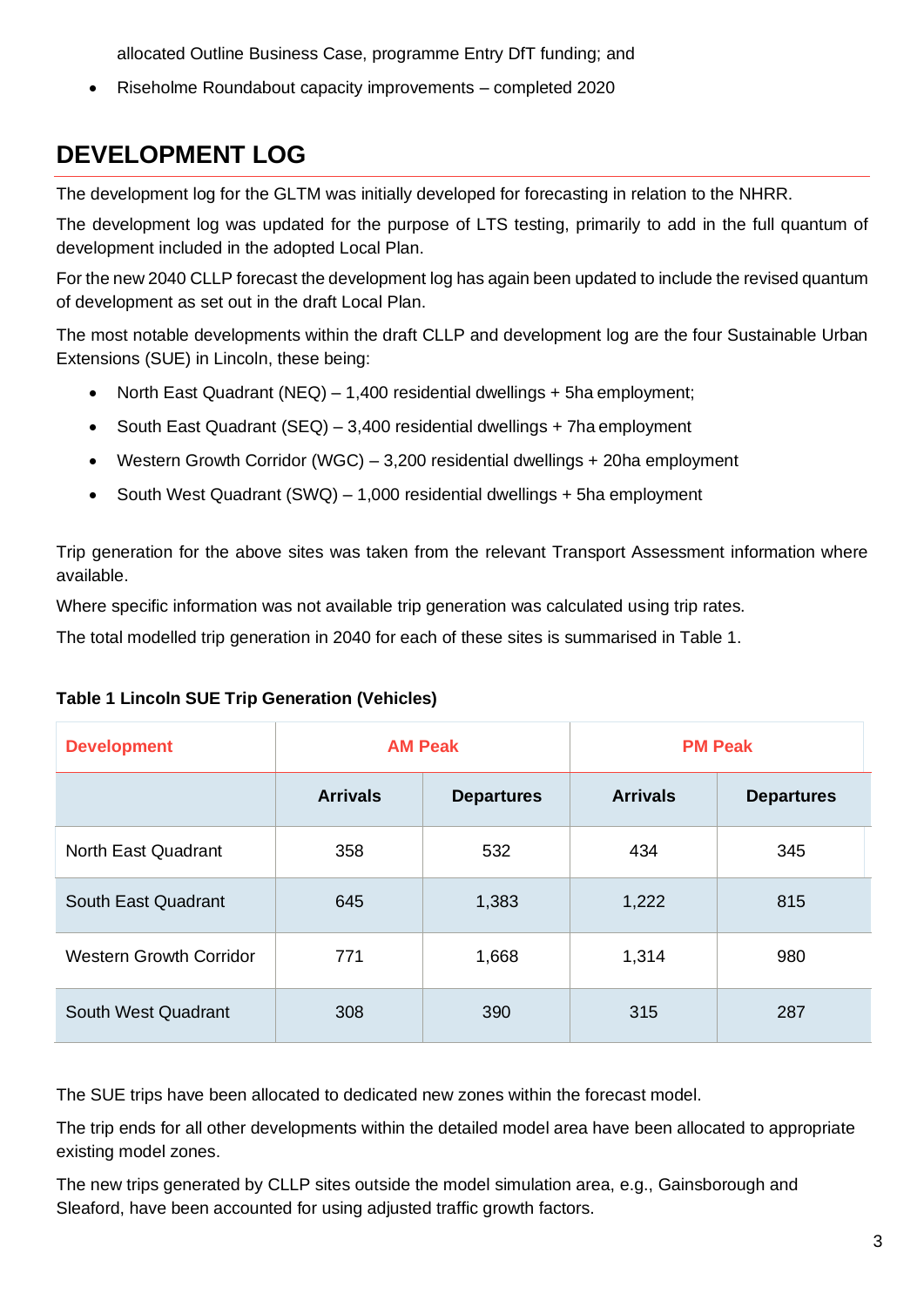allocated Outline Business Case, programme Entry DfT funding; and

- Riseholme Roundabout capacity improvements – completed 2020

## DEVELOPMENT LOG

The development log for the GLTM was initially developed for forecasting in relation to the NHRR.

The development log was updated for the purpose of LTS testing, primarily to add in the full quantum of development included in the adopted Local Plan.

For the new 2040 CLLP forecast the development log has again been updated to include the revised quantum of development as set out in the draft Local Plan.

The most notable developments within the draft CLLP and development log are the four Sustainable Urban Extensions (SUE) in Lincoln, these being:

- North East Quadrant (NEQ) – 1,400 residential dwellings + 5ha employment;
- South East Quadrant (SEQ) – 3,400 residential dwellings + 7ha employment
- Western Growth Corridor (WGC) – 3,200 residential dwellings + 20ha employment
- South West Quadrant (SWQ) – 1,000 residential dwellings + 5ha employment

Trip generation for the above sites was taken from the relevant Transport Assessment information where available.

Where specific information was not available trip generation was calculated using trip rates.

The total modelled trip generation in 2040 for each of these sites is summarised in Table 1.

**Table 1 Lincoln SUE Trip Generation (Vehicles)**

| Development | AM Peak | | PM Peak | |
|---|---|---|---|---|
| | Arrivals | Departures | Arrivals | Departures |
| North East Quadrant | 358 | 532 | 434 | 345 |
| South East Quadrant | 645 | 1,383 | 1,222 | 815 |
| Western Growth Corridor | 771 | 1,668 | 1,314 | 980 |
| South West Quadrant | 308 | 390 | 315 | 287 |

The SUE trips have been allocated to dedicated new zones within the forecast model.

The trip ends for all other developments within the detailed model area have been allocated to appropriate existing model zones.

The new trips generated by CLLP sites outside the model simulation area, e.g., Gainsborough and Sleaford, have been accounted for using adjusted traffic growth factors.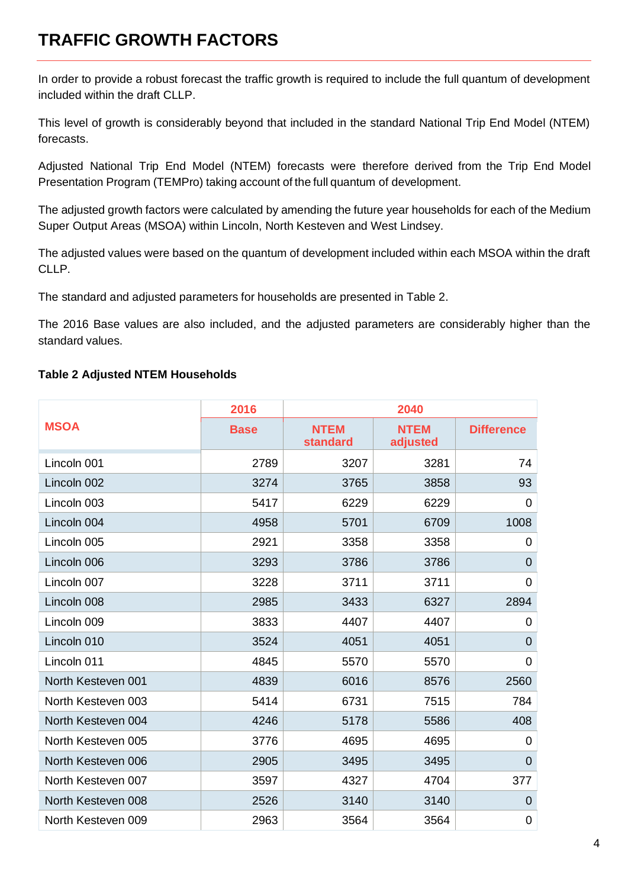# TRAFFIC GROWTH FACTORS

In order to provide a robust forecast the traffic growth is required to include the full quantum of development included within the draft CLLP.

This level of growth is considerably beyond that included in the standard National Trip End Model (NTEM) forecasts.

Adjusted National Trip End Model (NTEM) forecasts were therefore derived from the Trip End Model Presentation Program (TEMPro) taking account of the full quantum of development.

The adjusted growth factors were calculated by amending the future year households for each of the Medium Super Output Areas (MSOA) within Lincoln, North Kesteven and West Lindsey.

The adjusted values were based on the quantum of development included within each MSOA within the draft CLLP.

The standard and adjusted parameters for households are presented in Table 2.

The 2016 Base values are also included, and the adjusted parameters are considerably higher than the standard values.

**Table 2 Adjusted NTEM Households**

| MSOA | 2016 | 2040 | | |
|---|---|---|---|---|
| | Base | NTEM standard | NTEM adjusted | Difference |
| Lincoln 001 | 2789 | 3207 | 3281 | 74 |
| Lincoln 002 | 3274 | 3765 | 3858 | 93 |
| Lincoln 003 | 5417 | 6229 | 6229 | 0 |
| Lincoln 004 | 4958 | 5701 | 6709 | 1008 |
| Lincoln 005 | 2921 | 3358 | 3358 | 0 |
| Lincoln 006 | 3293 | 3786 | 3786 | 0 |
| Lincoln 007 | 3228 | 3711 | 3711 | 0 |
| Lincoln 008 | 2985 | 3433 | 6327 | 2894 |
| Lincoln 009 | 3833 | 4407 | 4407 | 0 |
| Lincoln 010 | 3524 | 4051 | 4051 | 0 |
| Lincoln 011 | 4845 | 5570 | 5570 | 0 |
| North Kesteven 001 | 4839 | 6016 | 8576 | 2560 |
| North Kesteven 003 | 5414 | 6731 | 7515 | 784 |
| North Kesteven 004 | 4246 | 5178 | 5586 | 408 |
| North Kesteven 005 | 3776 | 4695 | 4695 | 0 |
| North Kesteven 006 | 2905 | 3495 | 3495 | 0 |
| North Kesteven 007 | 3597 | 4327 | 4704 | 377 |
| North Kesteven 008 | 2526 | 3140 | 3140 | 0 |
| North Kesteven 009 | 2963 | 3564 | 3564 | 0 |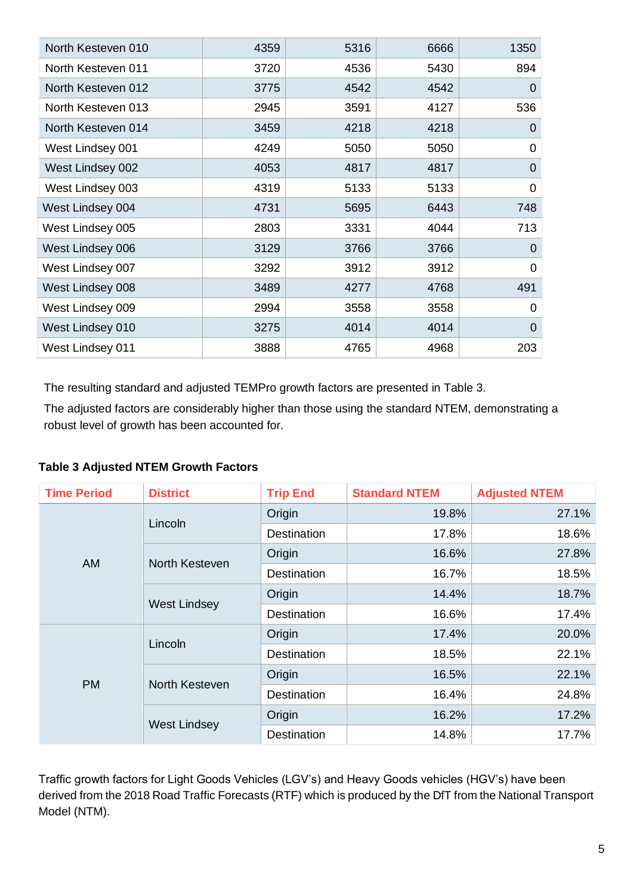| | | | | |
|---|---|---|---|---|
| North Kesteven 010 | 4359 | 5316 | 6666 | 1350 |
| North Kesteven 011 | 3720 | 4536 | 5430 | 894 |
| North Kesteven 012 | 3775 | 4542 | 4542 | 0 |
| North Kesteven 013 | 2945 | 3591 | 4127 | 536 |
| North Kesteven 014 | 3459 | 4218 | 4218 | 0 |
| West Lindsey 001 | 4249 | 5050 | 5050 | 0 |
| West Lindsey 002 | 4053 | 4817 | 4817 | 0 |
| West Lindsey 003 | 4319 | 5133 | 5133 | 0 |
| West Lindsey 004 | 4731 | 5695 | 6443 | 748 |
| West Lindsey 005 | 2803 | 3331 | 4044 | 713 |
| West Lindsey 006 | 3129 | 3766 | 3766 | 0 |
| West Lindsey 007 | 3292 | 3912 | 3912 | 0 |
| West Lindsey 008 | 3489 | 4277 | 4768 | 491 |
| West Lindsey 009 | 2994 | 3558 | 3558 | 0 |
| West Lindsey 010 | 3275 | 4014 | 4014 | 0 |
| West Lindsey 011 | 3888 | 4765 | 4968 | 203 |

The resulting standard and adjusted TEMPro growth factors are presented in Table 3.

The adjusted factors are considerably higher than those using the standard NTEM, demonstrating a robust level of growth has been accounted for.

**Table 3 Adjusted NTEM Growth Factors**

| Time Period | District | Trip End | Standard NTEM | Adjusted NTEM |
|---|---|---|---|---|
| AM | Lincoln | Origin | 19.8% | 27.1% |
| | | Destination | 17.8% | 18.6% |
| | North Kesteven | Origin | 16.6% | 27.8% |
| | | Destination | 16.7% | 18.5% |
| | West Lindsey | Origin | 14.4% | 18.7% |
| | | Destination | 16.6% | 17.4% |
| PM | Lincoln | Origin | 17.4% | 20.0% |
| | | Destination | 18.5% | 22.1% |
| | North Kesteven | Origin | 16.5% | 22.1% |
| | | Destination | 16.4% | 24.8% |
| | West Lindsey | Origin | 16.2% | 17.2% |
| | | Destination | 14.8% | 17.7% |

Traffic growth factors for Light Goods Vehicles (LGV's) and Heavy Goods vehicles (HGV's) have been derived from the 2018 Road Traffic Forecasts (RTF) which is produced by the DfT from the National Transport Model (NTM).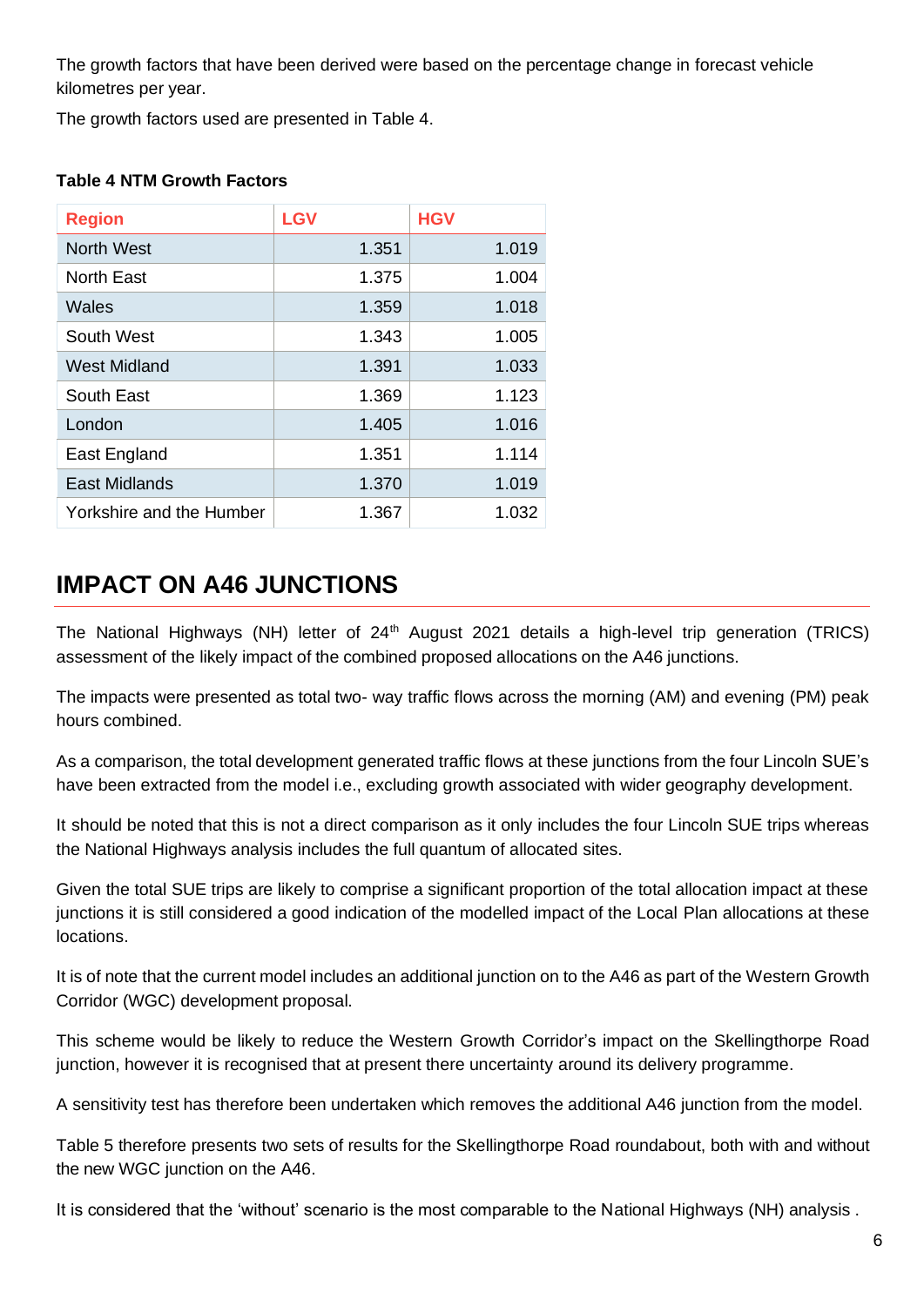The growth factors that have been derived were based on the percentage change in forecast vehicle kilometres per year.

The growth factors used are presented in Table 4.

**Table 4 NTM Growth Factors**

| Region | LGV | HGV |
|---|---|---|
| North West | 1.351 | 1.019 |
| North East | 1.375 | 1.004 |
| Wales | 1.359 | 1.018 |
| South West | 1.343 | 1.005 |
| West Midland | 1.391 | 1.033 |
| South East | 1.369 | 1.123 |
| London | 1.405 | 1.016 |
| East England | 1.351 | 1.114 |
| East Midlands | 1.370 | 1.019 |
| Yorkshire and the Humber | 1.367 | 1.032 |

# IMPACT ON A46 JUNCTIONS

The National Highways (NH) letter of 24th August 2021 details a high-level trip generation (TRICS) assessment of the likely impact of the combined proposed allocations on the A46 junctions.

The impacts were presented as total two- way traffic flows across the morning (AM) and evening (PM) peak hours combined.

As a comparison, the total development generated traffic flows at these junctions from the four Lincoln SUE's have been extracted from the model i.e., excluding growth associated with wider geography development.

It should be noted that this is not a direct comparison as it only includes the four Lincoln SUE trips whereas the National Highways analysis includes the full quantum of allocated sites.

Given the total SUE trips are likely to comprise a significant proportion of the total allocation impact at these junctions it is still considered a good indication of the modelled impact of the Local Plan allocations at these locations.

It is of note that the current model includes an additional junction on to the A46 as part of the Western Growth Corridor (WGC) development proposal.

This scheme would be likely to reduce the Western Growth Corridor's impact on the Skellingthorpe Road junction, however it is recognised that at present there uncertainty around its delivery programme.

A sensitivity test has therefore been undertaken which removes the additional A46 junction from the model.

Table 5 therefore presents two sets of results for the Skellingthorpe Road roundabout, both with and without the new WGC junction on the A46.

It is considered that the 'without' scenario is the most comparable to the National Highways (NH) analysis .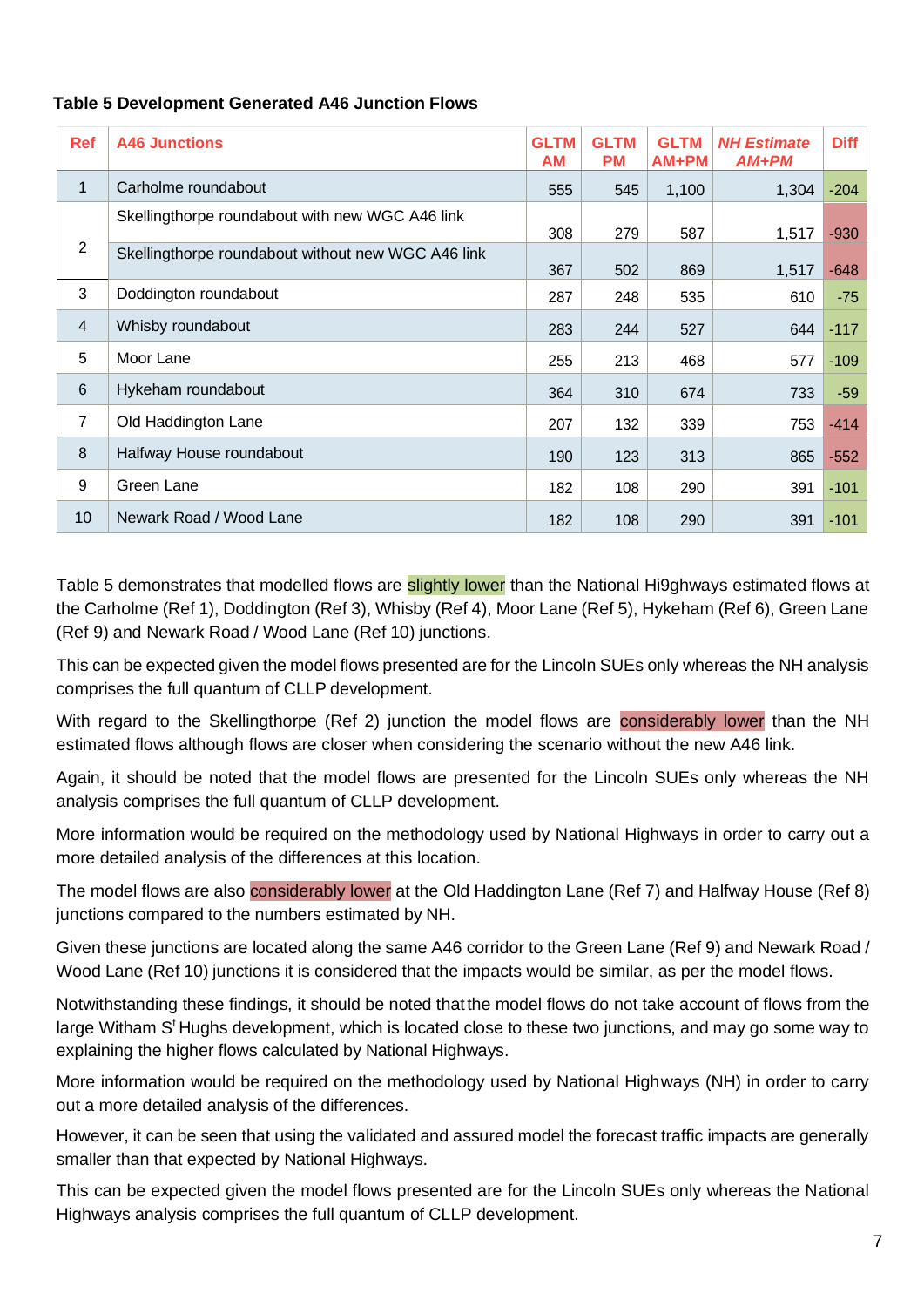**Table 5 Development Generated A46 Junction Flows**

| Ref | A46 Junctions | GLTM AM | GLTM PM | GLTM AM+PM | *NH Estimate AM+PM* | Diff |
|---|---|---|---|---|---|---|
| 1 | Carholme roundabout | 555 | 545 | 1,100 | 1,304 | -204 |
| 2 | Skellingthorpe roundabout with new WGC A46 link | 308 | 279 | 587 | 1,517 | -930 |
| | Skellingthorpe roundabout without new WGC A46 link | 367 | 502 | 869 | 1,517 | -648 |
| 3 | Doddington roundabout | 287 | 248 | 535 | 610 | -75 |
| 4 | Whisby roundabout | 283 | 244 | 527 | 644 | -117 |
| 5 | Moor Lane | 255 | 213 | 468 | 577 | -109 |
| 6 | Hykeham roundabout | 364 | 310 | 674 | 733 | -59 |
| 7 | Old Haddington Lane | 207 | 132 | 339 | 753 | -414 |
| 8 | Halfway House roundabout | 190 | 123 | 313 | 865 | -552 |
| 9 | Green Lane | 182 | 108 | 290 | 391 | -101 |
| 10 | Newark Road / Wood Lane | 182 | 108 | 290 | 391 | -101 |

Table 5 demonstrates that modelled flows are slightly lower than the National Hi9ghways estimated flows at the Carholme (Ref 1), Doddington (Ref 3), Whisby (Ref 4), Moor Lane (Ref 5), Hykeham (Ref 6), Green Lane (Ref 9) and Newark Road / Wood Lane (Ref 10) junctions.

This can be expected given the model flows presented are for the Lincoln SUEs only whereas the NH analysis comprises the full quantum of CLLP development.

With regard to the Skellingthorpe (Ref 2) junction the model flows are considerably lower than the NH estimated flows although flows are closer when considering the scenario without the new A46 link.

Again, it should be noted that the model flows are presented for the Lincoln SUEs only whereas the NH analysis comprises the full quantum of CLLP development.

More information would be required on the methodology used by National Highways in order to carry out a more detailed analysis of the differences at this location.

The model flows are also considerably lower at the Old Haddington Lane (Ref 7) and Halfway House (Ref 8) junctions compared to the numbers estimated by NH.

Given these junctions are located along the same A46 corridor to the Green Lane (Ref 9) and Newark Road / Wood Lane (Ref 10) junctions it is considered that the impacts would be similar, as per the model flows.

Notwithstanding these findings, it should be noted thatthe model flows do not take account of flows from the large Witham St Hughs development, which is located close to these two junctions, and may go some way to explaining the higher flows calculated by National Highways.

More information would be required on the methodology used by National Highways (NH) in order to carry out a more detailed analysis of the differences.

However, it can be seen that using the validated and assured model the forecast traffic impacts are generally smaller than that expected by National Highways.

This can be expected given the model flows presented are for the Lincoln SUEs only whereas the National Highways analysis comprises the full quantum of CLLP development.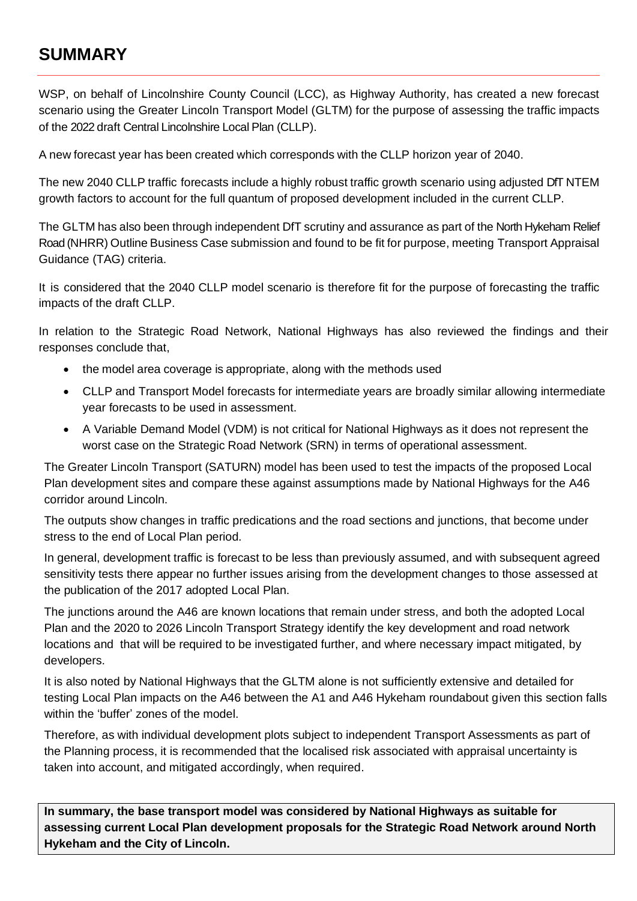# SUMMARY

WSP, on behalf of Lincolnshire County Council (LCC), as Highway Authority, has created a new forecast scenario using the Greater Lincoln Transport Model (GLTM) for the purpose of assessing the traffic impacts of the 2022 draft Central Lincolnshire Local Plan (CLLP).

A new forecast year has been created which corresponds with the CLLP horizon year of 2040.

The new 2040 CLLP traffic forecasts include a highly robust traffic growth scenario using adjusted DfT NTEM growth factors to account for the full quantum of proposed development included in the current CLLP.

The GLTM has also been through independent DfT scrutiny and assurance as part of the North Hykeham Relief Road (NHRR) Outline Business Case submission and found to be fit for purpose, meeting Transport Appraisal Guidance (TAG) criteria.

It is considered that the 2040 CLLP model scenario is therefore fit for the purpose of forecasting the traffic impacts of the draft CLLP.

In relation to the Strategic Road Network, National Highways has also reviewed the findings and their responses conclude that,

- the model area coverage is appropriate, along with the methods used
- CLLP and Transport Model forecasts for intermediate years are broadly similar allowing intermediate year forecasts to be used in assessment.
- A Variable Demand Model (VDM) is not critical for National Highways as it does not represent the worst case on the Strategic Road Network (SRN) in terms of operational assessment.

The Greater Lincoln Transport (SATURN) model has been used to test the impacts of the proposed Local Plan development sites and compare these against assumptions made by National Highways for the A46 corridor around Lincoln.

The outputs show changes in traffic predications and the road sections and junctions, that become under stress to the end of Local Plan period.

In general, development traffic is forecast to be less than previously assumed, and with subsequent agreed sensitivity tests there appear no further issues arising from the development changes to those assessed at the publication of the 2017 adopted Local Plan.

The junctions around the A46 are known locations that remain under stress, and both the adopted Local Plan and the 2020 to 2026 Lincoln Transport Strategy identify the key development and road network locations and that will be required to be investigated further, and where necessary impact mitigated, by developers.

It is also noted by National Highways that the GLTM alone is not sufficiently extensive and detailed for testing Local Plan impacts on the A46 between the A1 and A46 Hykeham roundabout given this section falls within the 'buffer' zones of the model.

Therefore, as with individual development plots subject to independent Transport Assessments as part of the Planning process, it is recommended that the localised risk associated with appraisal uncertainty is taken into account, and mitigated accordingly, when required.

**In summary, the base transport model was considered by National Highways as suitable for assessing current Local Plan development proposals for the Strategic Road Network around North Hykeham and the City of Lincoln.**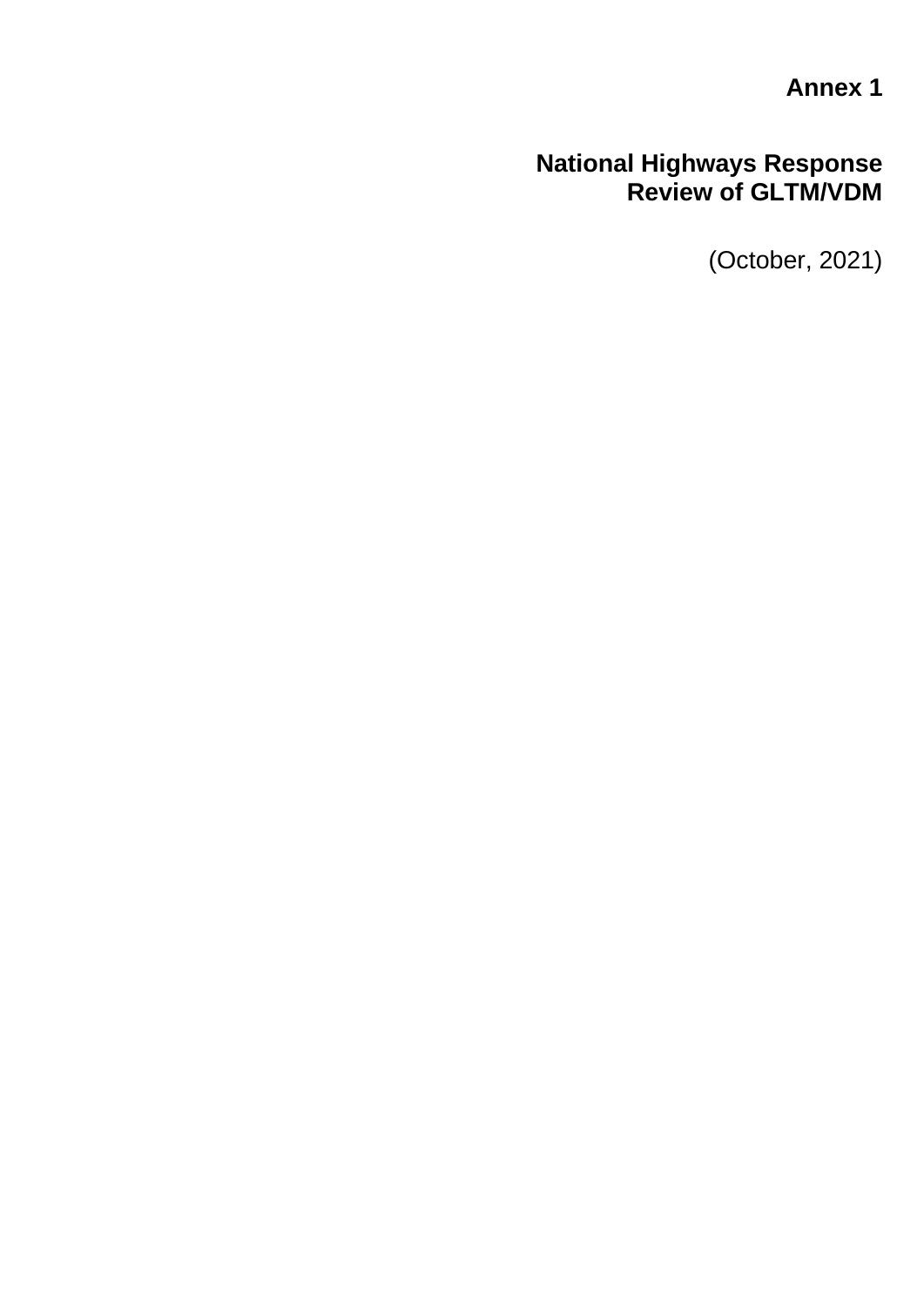# Annex 1

## National Highways Response
## Review of GLTM/VDM

(October, 2021)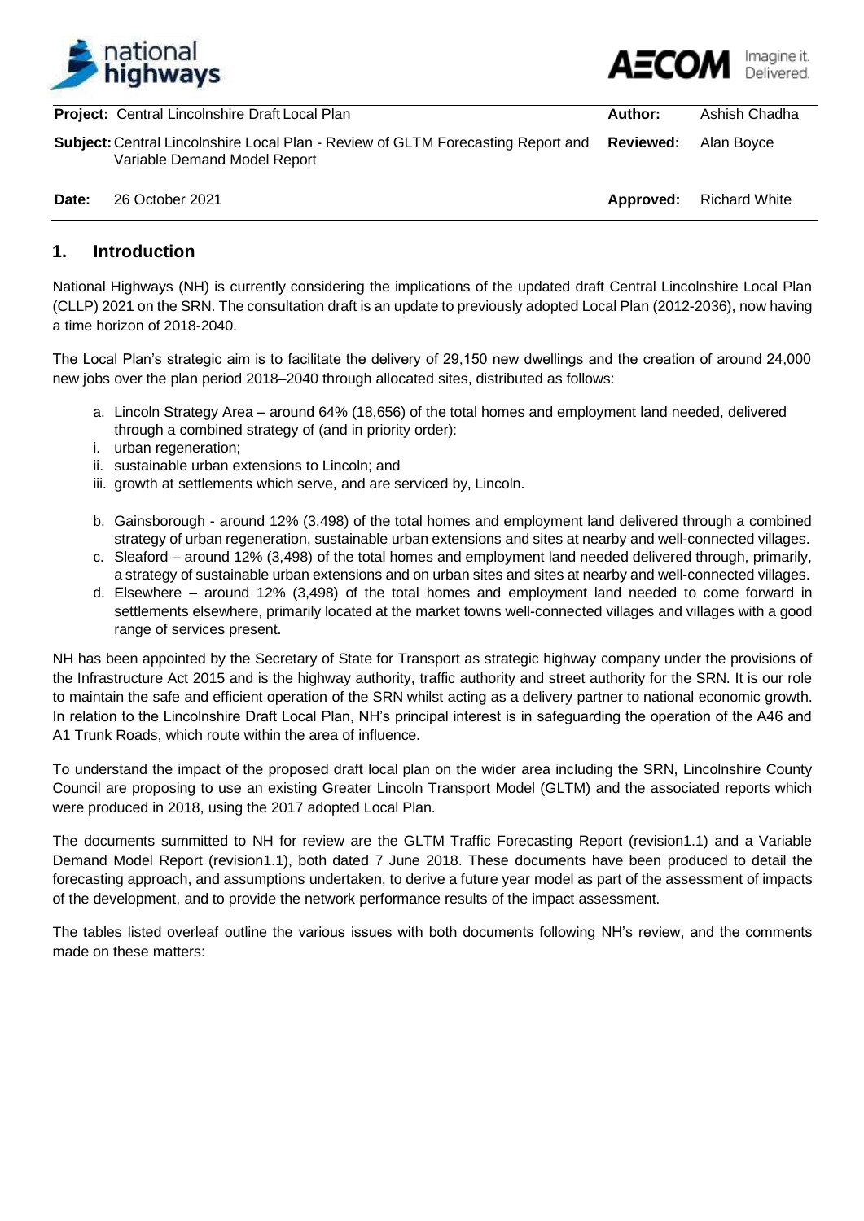| **Project:** Central Lincolnshire Draft Local Plan | **Author:** | Ashish Chadha |
|---|---|---|
| **Subject:** Central Lincolnshire Local Plan - Review of GLTM Forecasting Report and Variable Demand Model Report | **Reviewed:** | Alan Boyce |
| **Date:** 26 October 2021 | **Approved:** | Richard White |

## 1. Introduction

National Highways (NH) is currently considering the implications of the updated draft Central Lincolnshire Local Plan (CLLP) 2021 on the SRN. The consultation draft is an update to previously adopted Local Plan (2012-2036), now having a time horizon of 2018-2040.

The Local Plan's strategic aim is to facilitate the delivery of 29,150 new dwellings and the creation of around 24,000 new jobs over the plan period 2018–2040 through allocated sites, distributed as follows:

a. Lincoln Strategy Area – around 64% (18,656) of the total homes and employment land needed, delivered through a combined strategy of (and in priority order):

i. urban regeneration;

ii. sustainable urban extensions to Lincoln; and

iii. growth at settlements which serve, and are serviced by, Lincoln.

b. Gainsborough - around 12% (3,498) of the total homes and employment land delivered through a combined strategy of urban regeneration, sustainable urban extensions and sites at nearby and well-connected villages.

c. Sleaford – around 12% (3,498) of the total homes and employment land needed delivered through, primarily, a strategy of sustainable urban extensions and on urban sites and sites at nearby and well-connected villages.

d. Elsewhere – around 12% (3,498) of the total homes and employment land needed to come forward in settlements elsewhere, primarily located at the market towns well-connected villages and villages with a good range of services present.

NH has been appointed by the Secretary of State for Transport as strategic highway company under the provisions of the Infrastructure Act 2015 and is the highway authority, traffic authority and street authority for the SRN. It is our role to maintain the safe and efficient operation of the SRN whilst acting as a delivery partner to national economic growth. In relation to the Lincolnshire Draft Local Plan, NH's principal interest is in safeguarding the operation of the A46 and A1 Trunk Roads, which route within the area of influence.

To understand the impact of the proposed draft local plan on the wider area including the SRN, Lincolnshire County Council are proposing to use an existing Greater Lincoln Transport Model (GLTM) and the associated reports which were produced in 2018, using the 2017 adopted Local Plan.

The documents summitted to NH for review are the GLTM Traffic Forecasting Report (revision1.1) and a Variable Demand Model Report (revision1.1), both dated 7 June 2018. These documents have been produced to detail the forecasting approach, and assumptions undertaken, to derive a future year model as part of the assessment of impacts of the development, and to provide the network performance results of the impact assessment.

The tables listed overleaf outline the various issues with both documents following NH's review, and the comments made on these matters: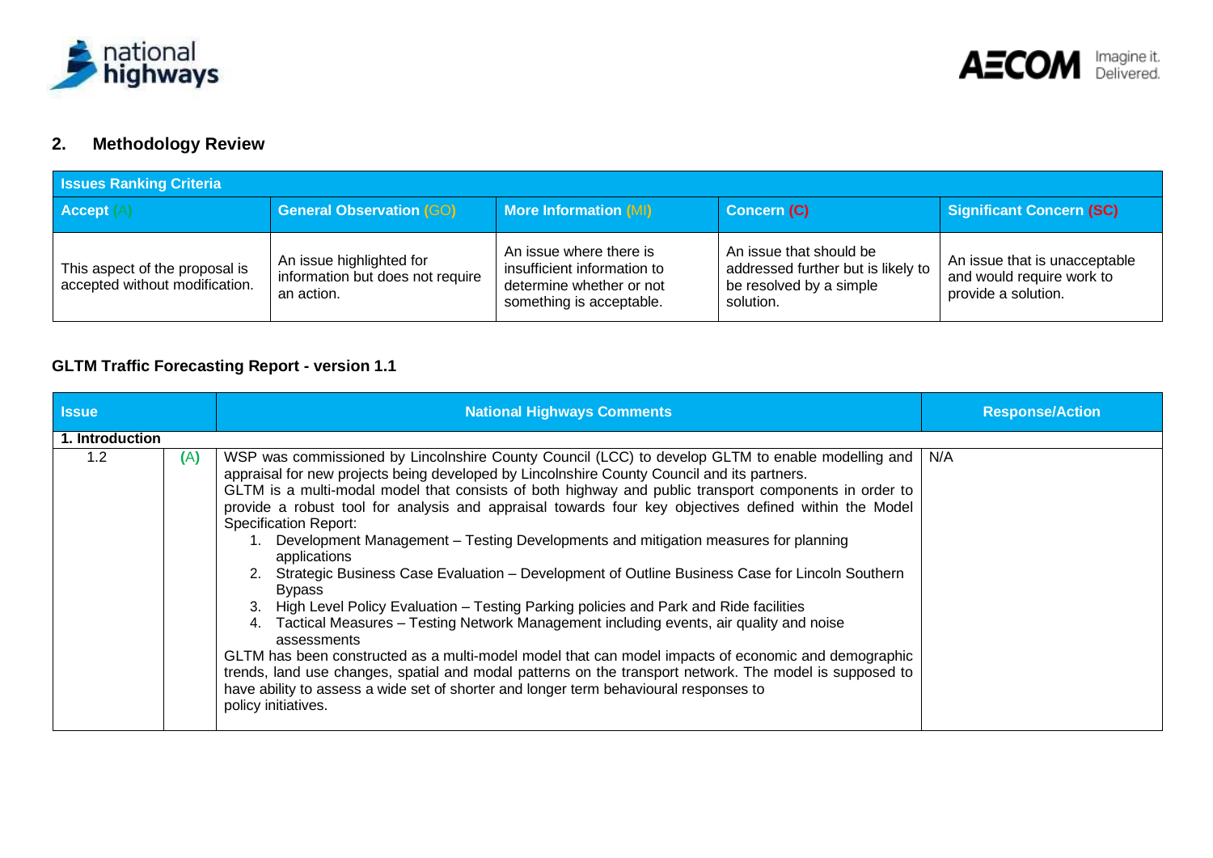## 2. Methodology Review

| Issues Ranking Criteria | | | | |
|---|---|---|---|---|
| Accept (A) | General Observation (GO) | More Information (MI) | Concern (C) | Significant Concern (SC) |
| This aspect of the proposal is accepted without modification. | An issue highlighted for information but does not require an action. | An issue where there is insufficient information to determine whether or not something is acceptable. | An issue that should be addressed further but is likely to be resolved by a simple solution. | An issue that is unacceptable and would require work to provide a solution. |

### GLTM Traffic Forecasting Report - version 1.1

| Issue | | National Highways Comments | Response/Action |
|---|---|---|---|
| **1. Introduction** | | | |
| 1.2 | (A) | WSP was commissioned by Lincolnshire County Council (LCC) to develop GLTM to enable modelling and appraisal for new projects being developed by Lincolnshire County Council and its partners.<br>GLTM is a multi-modal model that consists of both highway and public transport components in order to provide a robust tool for analysis and appraisal towards four key objectives defined within the Model Specification Report:<br>1. Development Management – Testing Developments and mitigation measures for planning applications<br>2. Strategic Business Case Evaluation – Development of Outline Business Case for Lincoln Southern Bypass<br>3. High Level Policy Evaluation – Testing Parking policies and Park and Ride facilities<br>4. Tactical Measures – Testing Network Management including events, air quality and noise assessments<br>GLTM has been constructed as a multi-model model that can model impacts of economic and demographic trends, land use changes, spatial and modal patterns on the transport network. The model is supposed to have ability to assess a wide set of shorter and longer term behavioural responses to policy initiatives. | N/A |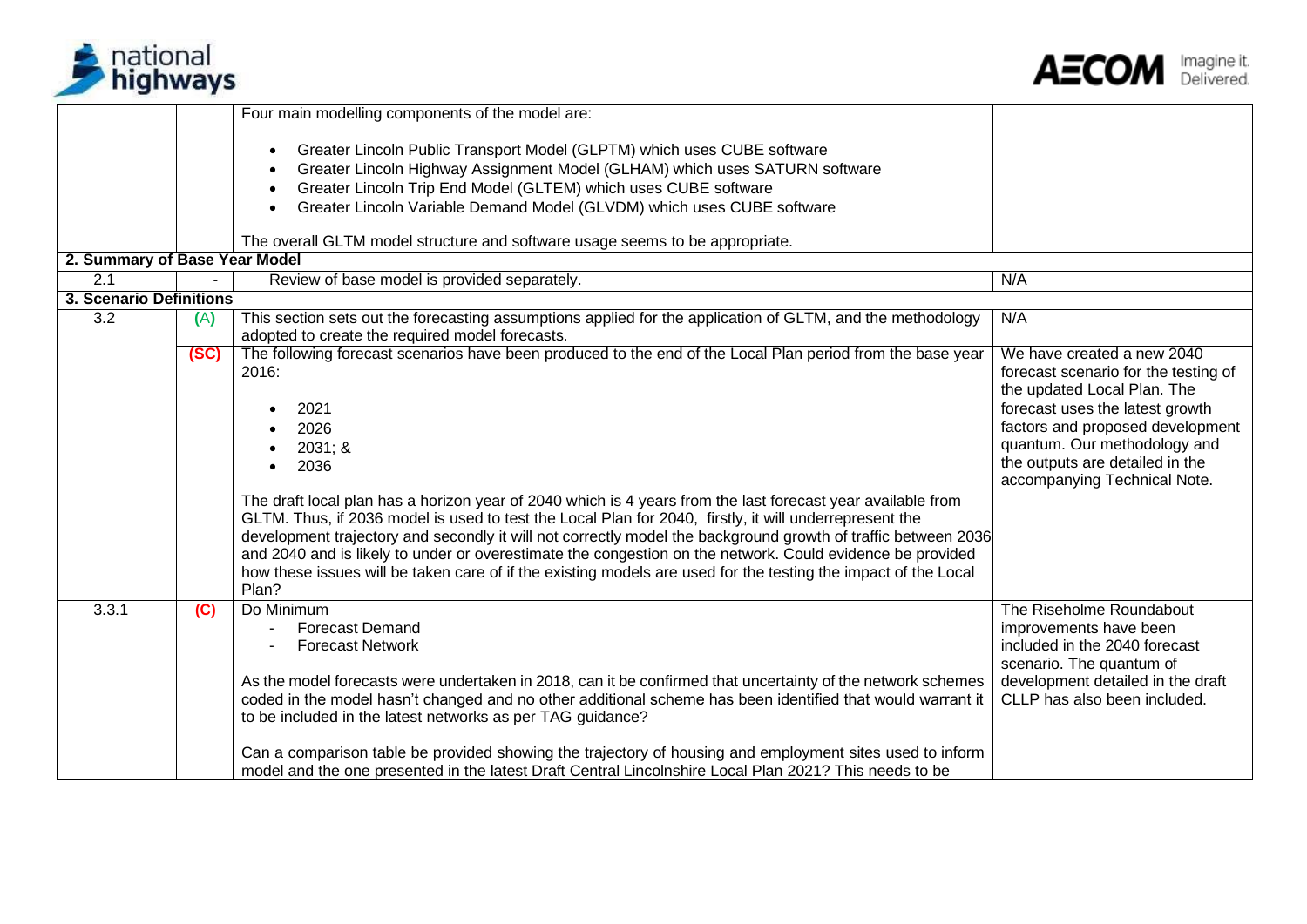| | | | |
|---|---|---|---|
| | | Four main modelling components of the model are:<br><br>• Greater Lincoln Public Transport Model (GLPTM) which uses CUBE software<br>• Greater Lincoln Highway Assignment Model (GLHAM) which uses SATURN software<br>• Greater Lincoln Trip End Model (GLTEM) which uses CUBE software<br>• Greater Lincoln Variable Demand Model (GLVDM) which uses CUBE software<br><br>The overall GLTM model structure and software usage seems to be appropriate. | |
| **2. Summary of Base Year Model** | | | |
| 2.1 | - | Review of base model is provided separately. | N/A |
| **3. Scenario Definitions** | | | |
| 3.2 | (A) | This section sets out the forecasting assumptions applied for the application of GLTM, and the methodology adopted to create the required model forecasts. | N/A |
| | (SC) | The following forecast scenarios have been produced to the end of the Local Plan period from the base year 2016:<br><br>• 2021<br>• 2026<br>• 2031; &<br>• 2036<br><br>The draft local plan has a horizon year of 2040 which is 4 years from the last forecast year available from GLTM. Thus, if 2036 model is used to test the Local Plan for 2040, firstly, it will underrepresent the development trajectory and secondly it will not correctly model the background growth of traffic between 2036 and 2040 and is likely to under or overestimate the congestion on the network. Could evidence be provided how these issues will be taken care of if the existing models are used for the testing the impact of the Local Plan? | We have created a new 2040 forecast scenario for the testing of the updated Local Plan. The forecast uses the latest growth factors and proposed development quantum. Our methodology and the outputs are detailed in the accompanying Technical Note. |
| 3.3.1 | (C) | Do Minimum<br>- Forecast Demand<br>- Forecast Network<br><br>As the model forecasts were undertaken in 2018, can it be confirmed that uncertainty of the network schemes coded in the model hasn't changed and no other additional scheme has been identified that would warrant it to be included in the latest networks as per TAG guidance?<br><br>Can a comparison table be provided showing the trajectory of housing and employment sites used to inform model and the one presented in the latest Draft Central Lincolnshire Local Plan 2021? This needs to be | The Riseholme Roundabout improvements have been included in the 2040 forecast scenario. The quantum of development detailed in the draft CLLP has also been included. |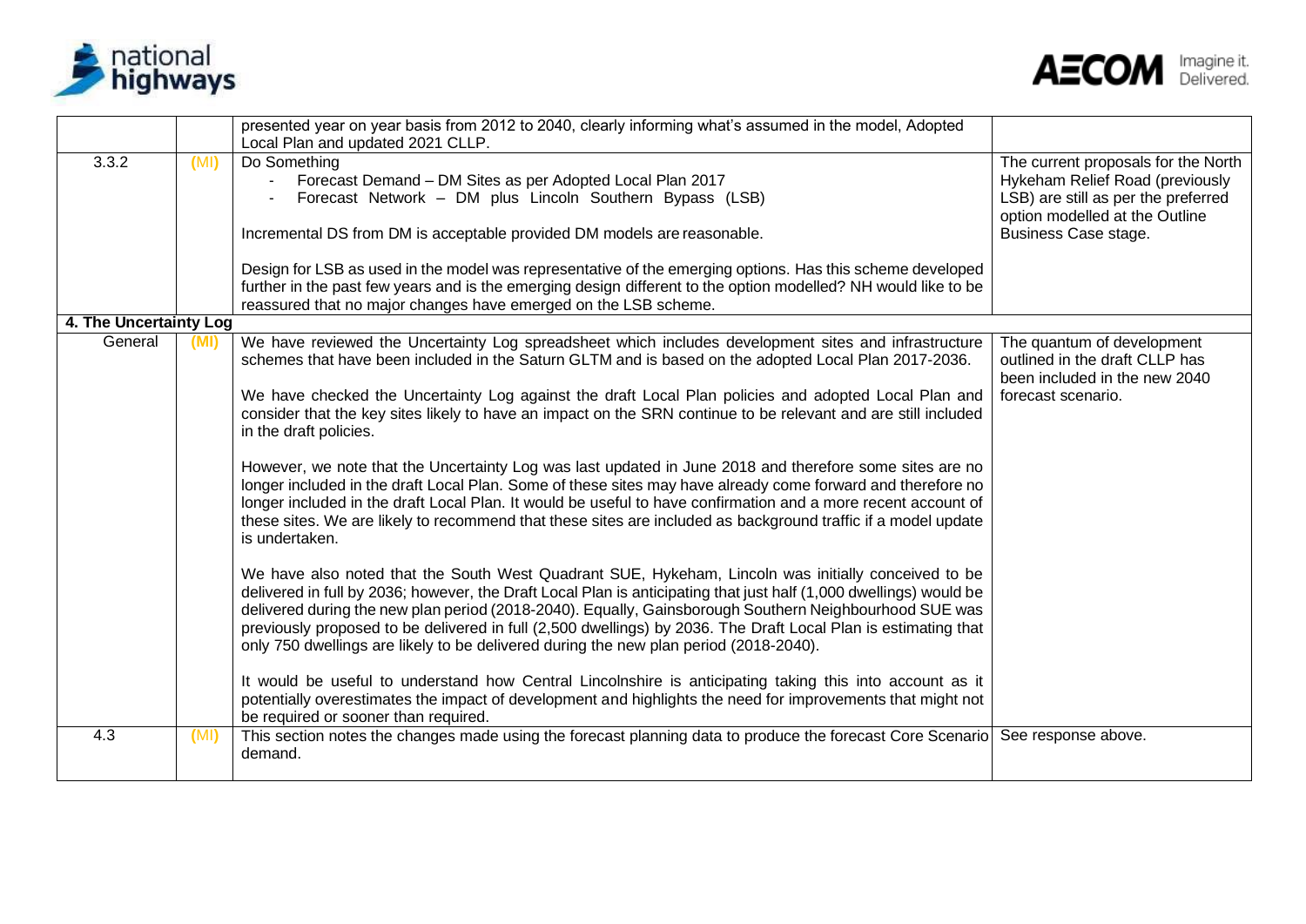| | | | |
|---|---|---|---|
| | | presented year on year basis from 2012 to 2040, clearly informing what's assumed in the model, Adopted Local Plan and updated 2021 CLLP. | |
| 3.3.2 | (MI) | Do Something<br>- Forecast Demand – DM Sites as per Adopted Local Plan 2017<br>- Forecast Network – DM plus Lincoln Southern Bypass (LSB)<br><br>Incremental DS from DM is acceptable provided DM models are reasonable.<br><br>Design for LSB as used in the model was representative of the emerging options. Has this scheme developed further in the past few years and is the emerging design different to the option modelled? NH would like to be reassured that no major changes have emerged on the LSB scheme. | The current proposals for the North Hykeham Relief Road (previously LSB) are still as per the preferred option modelled at the Outline Business Case stage. |
| **4. The Uncertainty Log** | | | |
| General | (MI) | We have reviewed the Uncertainty Log spreadsheet which includes development sites and infrastructure schemes that have been included in the Saturn GLTM and is based on the adopted Local Plan 2017-2036.<br><br>We have checked the Uncertainty Log against the draft Local Plan policies and adopted Local Plan and consider that the key sites likely to have an impact on the SRN continue to be relevant and are still included in the draft policies.<br><br>However, we note that the Uncertainty Log was last updated in June 2018 and therefore some sites are no longer included in the draft Local Plan. Some of these sites may have already come forward and therefore no longer included in the draft Local Plan. It would be useful to have confirmation and a more recent account of these sites. We are likely to recommend that these sites are included as background traffic if a model update is undertaken.<br><br>We have also noted that the South West Quadrant SUE, Hykeham, Lincoln was initially conceived to be delivered in full by 2036; however, the Draft Local Plan is anticipating that just half (1,000 dwellings) would be delivered during the new plan period (2018-2040). Equally, Gainsborough Southern Neighbourhood SUE was previously proposed to be delivered in full (2,500 dwellings) by 2036. The Draft Local Plan is estimating that only 750 dwellings are likely to be delivered during the new plan period (2018-2040).<br><br>It would be useful to understand how Central Lincolnshire is anticipating taking this into account as it potentially overestimates the impact of development and highlights the need for improvements that might not be required or sooner than required. | The quantum of development outlined in the draft CLLP has been included in the new 2040 forecast scenario. |
| 4.3 | (MI) | This section notes the changes made using the forecast planning data to produce the forecast Core Scenario demand. | See response above. |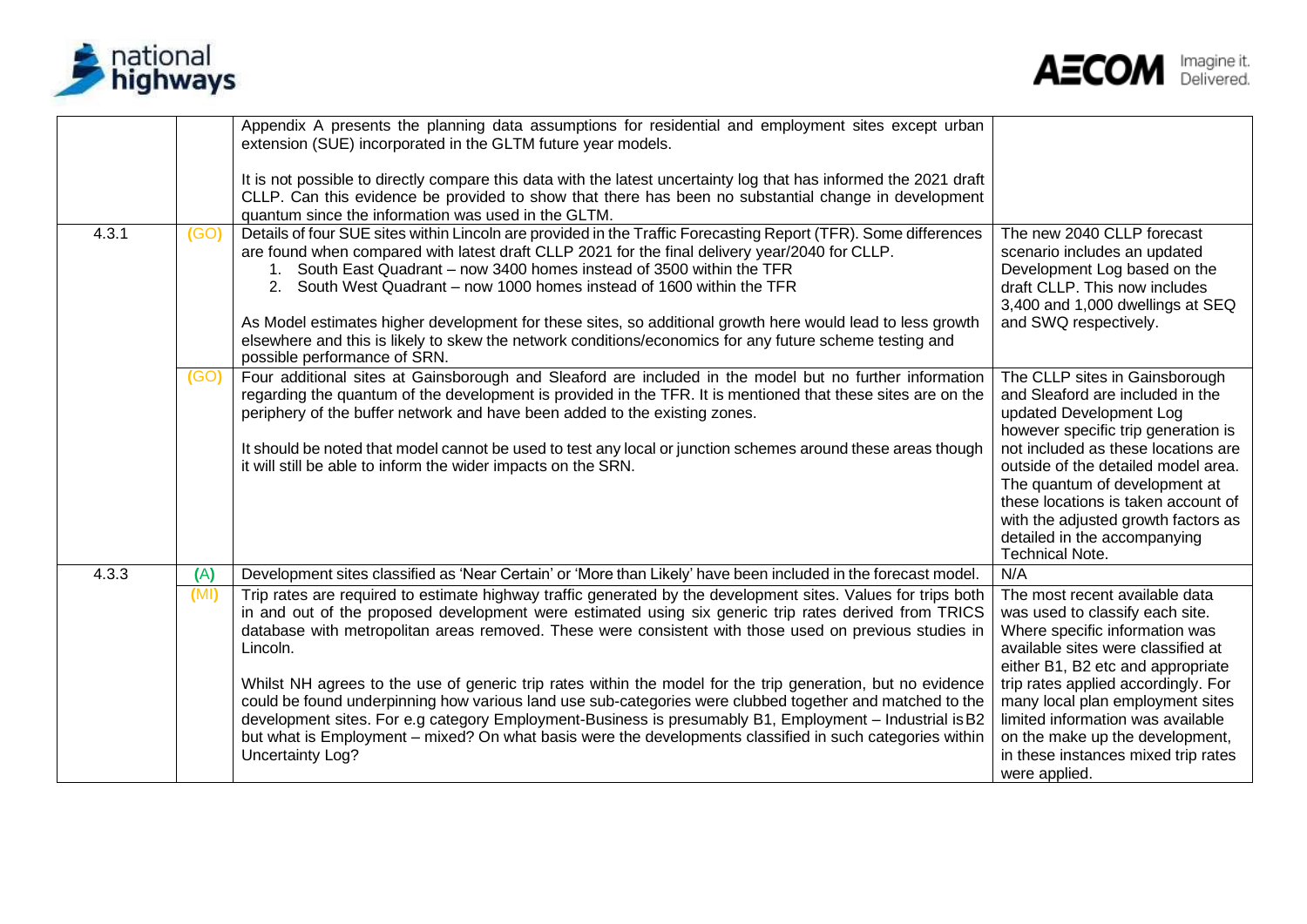| | | | |
|---|---|---|---|
| | | Appendix A presents the planning data assumptions for residential and employment sites except urban extension (SUE) incorporated in the GLTM future year models.<br><br>It is not possible to directly compare this data with the latest uncertainty log that has informed the 2021 draft CLLP. Can this evidence be provided to show that there has been no substantial change in development quantum since the information was used in the GLTM. | |
| 4.3.1 | (GO) | Details of four SUE sites within Lincoln are provided in the Traffic Forecasting Report (TFR). Some differences are found when compared with latest draft CLLP 2021 for the final delivery year/2040 for CLLP.<br>1. South East Quadrant – now 3400 homes instead of 3500 within the TFR<br>2. South West Quadrant – now 1000 homes instead of 1600 within the TFR<br><br>As Model estimates higher development for these sites, so additional growth here would lead to less growth elsewhere and this is likely to skew the network conditions/economics for any future scheme testing and possible performance of SRN. | The new 2040 CLLP forecast scenario includes an updated Development Log based on the draft CLLP. This now includes 3,400 and 1,000 dwellings at SEQ and SWQ respectively. |
| | (GO) | Four additional sites at Gainsborough and Sleaford are included in the model but no further information regarding the quantum of the development is provided in the TFR. It is mentioned that these sites are on the periphery of the buffer network and have been added to the existing zones.<br><br>It should be noted that model cannot be used to test any local or junction schemes around these areas though it will still be able to inform the wider impacts on the SRN. | The CLLP sites in Gainsborough and Sleaford are included in the updated Development Log however specific trip generation is not included as these locations are outside of the detailed model area. The quantum of development at these locations is taken account of with the adjusted growth factors as detailed in the accompanying Technical Note. |
| 4.3.3 | (A) | Development sites classified as 'Near Certain' or 'More than Likely' have been included in the forecast model. | N/A |
| | (MI) | Trip rates are required to estimate highway traffic generated by the development sites. Values for trips both in and out of the proposed development were estimated using six generic trip rates derived from TRICS database with metropolitan areas removed. These were consistent with those used on previous studies in Lincoln.<br><br>Whilst NH agrees to the use of generic trip rates within the model for the trip generation, but no evidence could be found underpinning how various land use sub-categories were clubbed together and matched to the development sites. For e.g category Employment-Business is presumably B1, Employment – Industrial is B2 but what is Employment – mixed? On what basis were the developments classified in such categories within Uncertainty Log? | The most recent available data was used to classify each site. Where specific information was available sites were classified at either B1, B2 etc and appropriate trip rates applied accordingly. For many local plan employment sites limited information was available on the make up the development, in these instances mixed trip rates were applied. |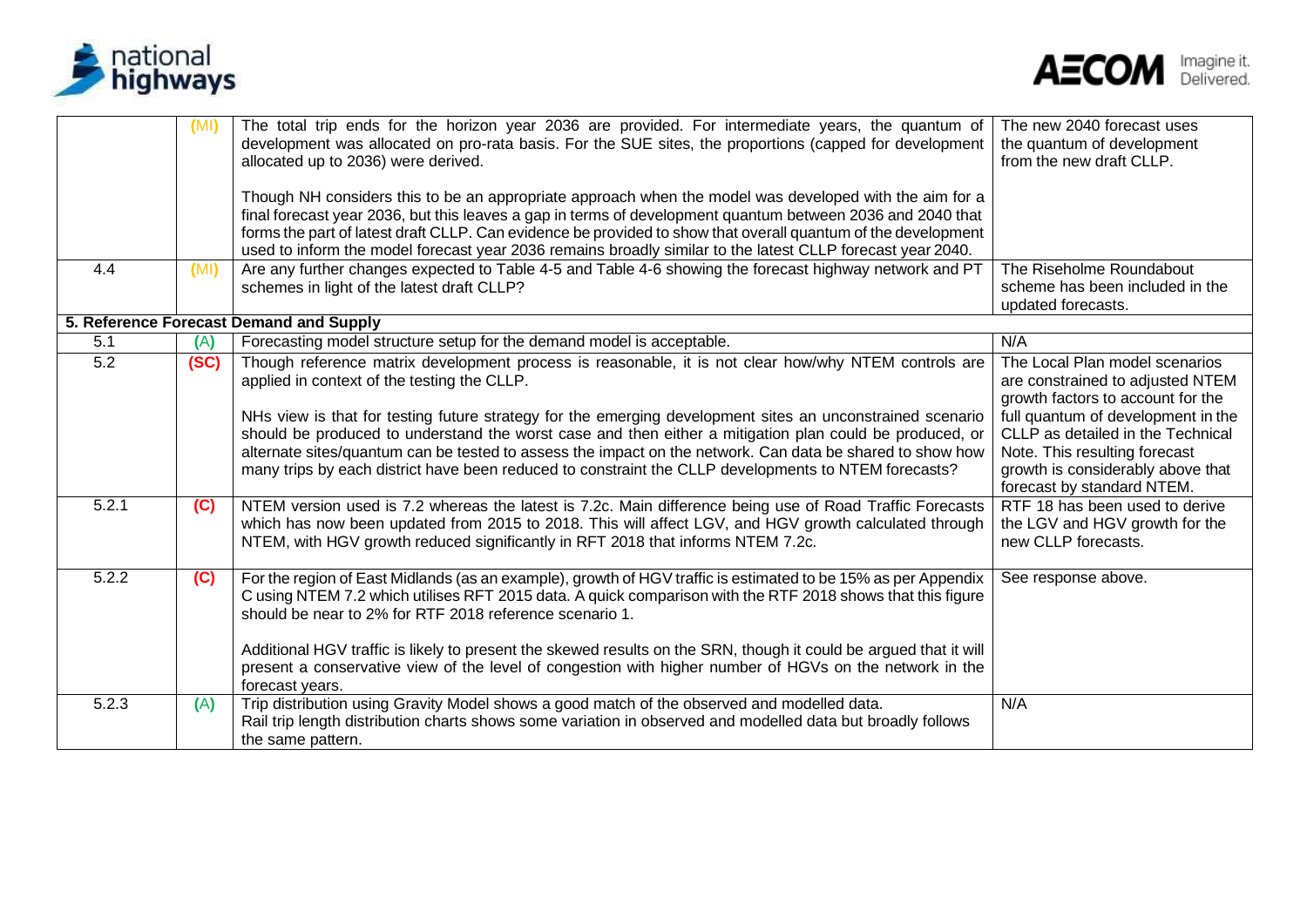| | | | |
|---|---|---|---|
| | (MI) | The total trip ends for the horizon year 2036 are provided. For intermediate years, the quantum of development was allocated on pro-rata basis. For the SUE sites, the proportions (capped for development allocated up to 2036) were derived.<br><br>Though NH considers this to be an appropriate approach when the model was developed with the aim for a final forecast year 2036, but this leaves a gap in terms of development quantum between 2036 and 2040 that forms the part of latest draft CLLP. Can evidence be provided to show that overall quantum of the development used to inform the model forecast year 2036 remains broadly similar to the latest CLLP forecast year 2040. | The new 2040 forecast uses the quantum of development from the new draft CLLP. |
| 4.4 | (MI) | Are any further changes expected to Table 4-5 and Table 4-6 showing the forecast highway network and PT schemes in light of the latest draft CLLP? | The Riseholme Roundabout scheme has been included in the updated forecasts. |
| **5. Reference Forecast Demand and Supply** | | | |
| 5.1 | (A) | Forecasting model structure setup for the demand model is acceptable. | N/A |
| 5.2 | **(SC)** | Though reference matrix development process is reasonable, it is not clear how/why NTEM controls are applied in context of the testing the CLLP.<br><br>NHs view is that for testing future strategy for the emerging development sites an unconstrained scenario should be produced to understand the worst case and then either a mitigation plan could be produced, or alternate sites/quantum can be tested to assess the impact on the network. Can data be shared to show how many trips by each district have been reduced to constraint the CLLP developments to NTEM forecasts? | The Local Plan model scenarios are constrained to adjusted NTEM growth factors to account for the full quantum of development in the CLLP as detailed in the Technical Note. This resulting forecast growth is considerably above that forecast by standard NTEM. |
| 5.2.1 | **(C)** | NTEM version used is 7.2 whereas the latest is 7.2c. Main difference being use of Road Traffic Forecasts which has now been updated from 2015 to 2018. This will affect LGV, and HGV growth calculated through NTEM, with HGV growth reduced significantly in RFT 2018 that informs NTEM 7.2c. | RTF 18 has been used to derive the LGV and HGV growth for the new CLLP forecasts. |
| 5.2.2 | **(C)** | For the region of East Midlands (as an example), growth of HGV traffic is estimated to be 15% as per Appendix C using NTEM 7.2 which utilises RFT 2015 data. A quick comparison with the RTF 2018 shows that this figure should be near to 2% for RTF 2018 reference scenario 1.<br><br>Additional HGV traffic is likely to present the skewed results on the SRN, though it could be argued that it will present a conservative view of the level of congestion with higher number of HGVs on the network in the forecast years. | See response above. |
| 5.2.3 | (A) | Trip distribution using Gravity Model shows a good match of the observed and modelled data.<br>Rail trip length distribution charts shows some variation in observed and modelled data but broadly follows the same pattern. | N/A |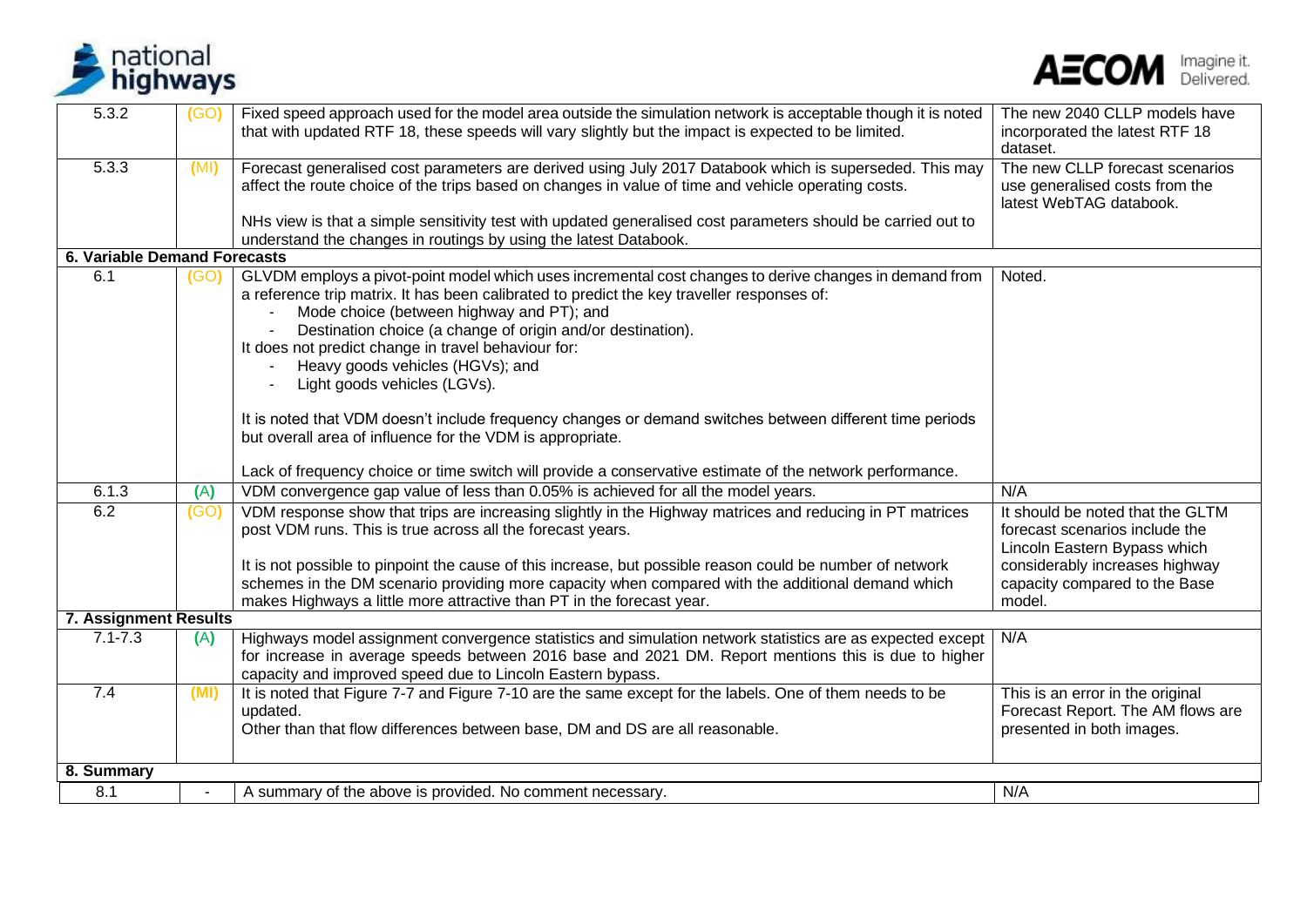| | | | |
|---|---|---|---|
| 5.3.2 | (GO) | Fixed speed approach used for the model area outside the simulation network is acceptable though it is noted that with updated RTF 18, these speeds will vary slightly but the impact is expected to be limited. | The new 2040 CLLP models have incorporated the latest RTF 18 dataset. |
| 5.3.3 | (MI) | Forecast generalised cost parameters are derived using July 2017 Databook which is superseded. This may affect the route choice of the trips based on changes in value of time and vehicle operating costs.<br><br>NHs view is that a simple sensitivity test with updated generalised cost parameters should be carried out to understand the changes in routings by using the latest Databook. | The new CLLP forecast scenarios use generalised costs from the latest WebTAG databook. |
| **6. Variable Demand Forecasts** | | | |
| 6.1 | (GO) | GLVDM employs a pivot-point model which uses incremental cost changes to derive changes in demand from a reference trip matrix. It has been calibrated to predict the key traveller responses of:<br>- Mode choice (between highway and PT); and<br>- Destination choice (a change of origin and/or destination).<br>It does not predict change in travel behaviour for:<br>- Heavy goods vehicles (HGVs); and<br>- Light goods vehicles (LGVs).<br><br>It is noted that VDM doesn't include frequency changes or demand switches between different time periods but overall area of influence for the VDM is appropriate.<br><br>Lack of frequency choice or time switch will provide a conservative estimate of the network performance. | Noted. |
| 6.1.3 | (A) | VDM convergence gap value of less than 0.05% is achieved for all the model years. | N/A |
| 6.2 | (GO) | VDM response show that trips are increasing slightly in the Highway matrices and reducing in PT matrices post VDM runs. This is true across all the forecast years.<br><br>It is not possible to pinpoint the cause of this increase, but possible reason could be number of network schemes in the DM scenario providing more capacity when compared with the additional demand which makes Highways a little more attractive than PT in the forecast year. | It should be noted that the GLTM forecast scenarios include the Lincoln Eastern Bypass which considerably increases highway capacity compared to the Base model. |
| **7. Assignment Results** | | | |
| 7.1-7.3 | (A) | Highways model assignment convergence statistics and simulation network statistics are as expected except for increase in average speeds between 2016 base and 2021 DM. Report mentions this is due to higher capacity and improved speed due to Lincoln Eastern bypass. | N/A |
| 7.4 | (MI) | It is noted that Figure 7-7 and Figure 7-10 are the same except for the labels. One of them needs to be updated.<br>Other than that flow differences between base, DM and DS are all reasonable. | This is an error in the original Forecast Report. The AM flows are presented in both images. |
| **8. Summary** | | | |
| 8.1 | - | A summary of the above is provided. No comment necessary. | N/A |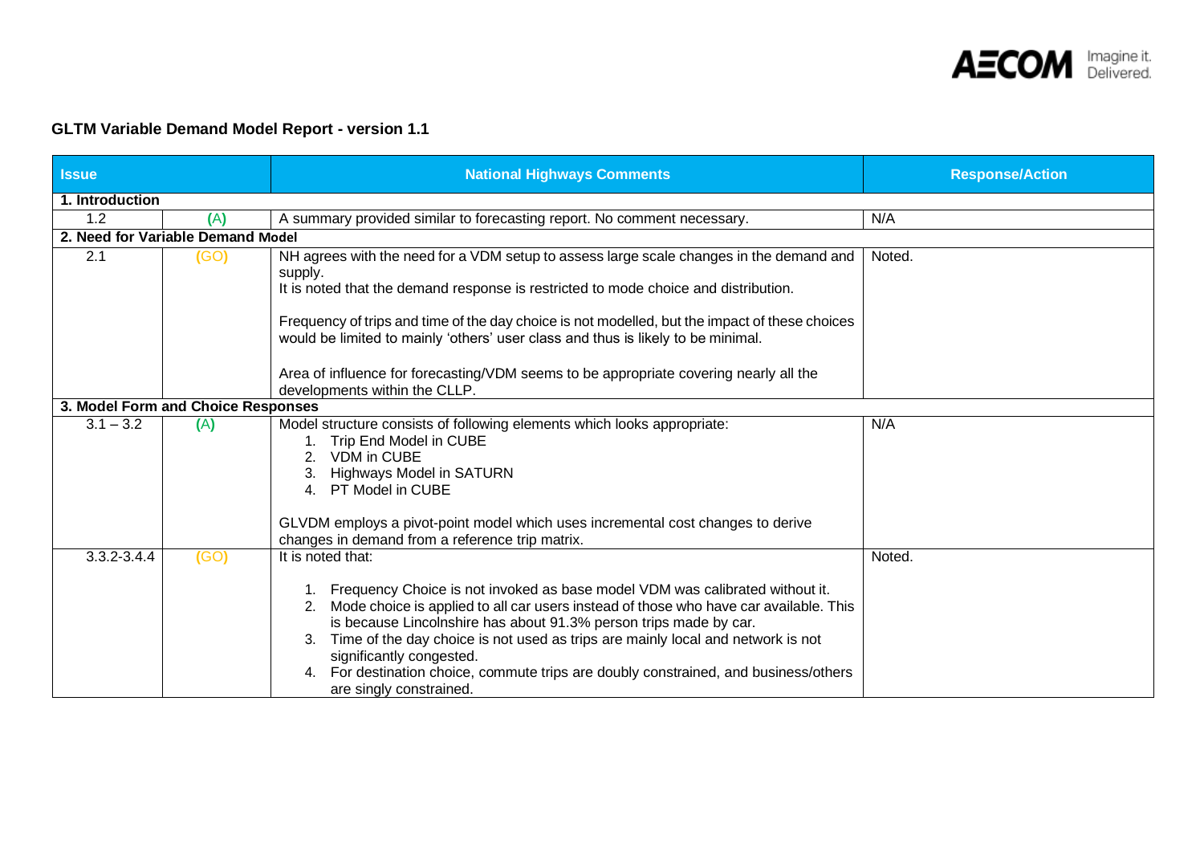**GLTM Variable Demand Model Report - version 1.1**

| Issue | | National Highways Comments | Response/Action |
|---|---|---|---|
| **1. Introduction** | | | |
| 1.2 | (A) | A summary provided similar to forecasting report. No comment necessary. | N/A |
| **2. Need for Variable Demand Model** | | | |
| 2.1 | (GO) | NH agrees with the need for a VDM setup to assess large scale changes in the demand and supply.<br>It is noted that the demand response is restricted to mode choice and distribution.<br><br>Frequency of trips and time of the day choice is not modelled, but the impact of these choices would be limited to mainly 'others' user class and thus is likely to be minimal.<br><br>Area of influence for forecasting/VDM seems to be appropriate covering nearly all the developments within the CLLP. | Noted. |
| **3. Model Form and Choice Responses** | | | |
| 3.1 – 3.2 | (A) | Model structure consists of following elements which looks appropriate:<br>1. Trip End Model in CUBE<br>2. VDM in CUBE<br>3. Highways Model in SATURN<br>4. PT Model in CUBE<br><br>GLVDM employs a pivot-point model which uses incremental cost changes to derive changes in demand from a reference trip matrix. | N/A |
| 3.3.2-3.4.4 | (GO) | It is noted that:<br><br>1. Frequency Choice is not invoked as base model VDM was calibrated without it.<br>2. Mode choice is applied to all car users instead of those who have car available. This is because Lincolnshire has about 91.3% person trips made by car.<br>3. Time of the day choice is not used as trips are mainly local and network is not significantly congested.<br>4. For destination choice, commute trips are doubly constrained, and business/others are singly constrained. | Noted. |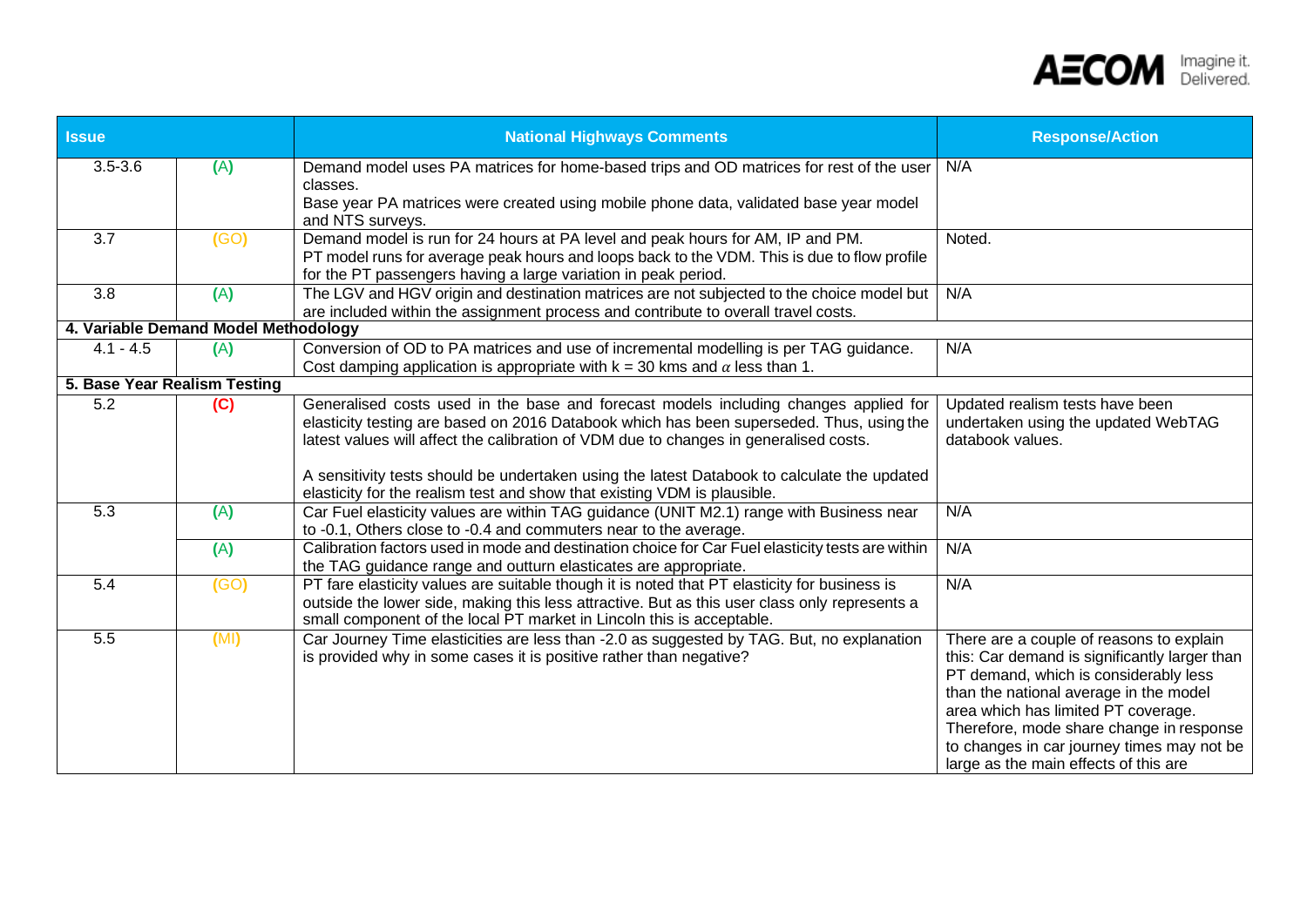| Issue | | National Highways Comments | Response/Action |
|---|---|---|---|
| 3.5-3.6 | (A) | Demand model uses PA matrices for home-based trips and OD matrices for rest of the user classes.<br>Base year PA matrices were created using mobile phone data, validated base year model and NTS surveys. | N/A |
| 3.7 | (GO) | Demand model is run for 24 hours at PA level and peak hours for AM, IP and PM.<br>PT model runs for average peak hours and loops back to the VDM. This is due to flow profile for the PT passengers having a large variation in peak period. | Noted. |
| 3.8 | (A) | The LGV and HGV origin and destination matrices are not subjected to the choice model but are included within the assignment process and contribute to overall travel costs. | N/A |
| **4. Variable Demand Model Methodology** | | | |
| 4.1 - 4.5 | (A) | Conversion of OD to PA matrices and use of incremental modelling is per TAG guidance. Cost damping application is appropriate with k = 30 kms and $\alpha$ less than 1. | N/A |
| **5. Base Year Realism Testing** | | | |
| 5.2 | (C) | Generalised costs used in the base and forecast models including changes applied for elasticity testing are based on 2016 Databook which has been superseded. Thus, using the latest values will affect the calibration of VDM due to changes in generalised costs.<br><br>A sensitivity tests should be undertaken using the latest Databook to calculate the updated elasticity for the realism test and show that existing VDM is plausible. | Updated realism tests have been undertaken using the updated WebTAG databook values. |
| 5.3 | (A) | Car Fuel elasticity values are within TAG guidance (UNIT M2.1) range with Business near to -0.1, Others close to -0.4 and commuters near to the average. | N/A |
| | (A) | Calibration factors used in mode and destination choice for Car Fuel elasticity tests are within the TAG guidance range and outturn elasticates are appropriate. | N/A |
| 5.4 | (GO) | PT fare elasticity values are suitable though it is noted that PT elasticity for business is outside the lower side, making this less attractive. But as this user class only represents a small component of the local PT market in Lincoln this is acceptable. | N/A |
| 5.5 | (MI) | Car Journey Time elasticities are less than -2.0 as suggested by TAG. But, no explanation is provided why in some cases it is positive rather than negative? | There are a couple of reasons to explain this: Car demand is significantly larger than PT demand, which is considerably less than the national average in the model area which has limited PT coverage. Therefore, mode share change in response to changes in car journey times may not be large as the main effects of this are |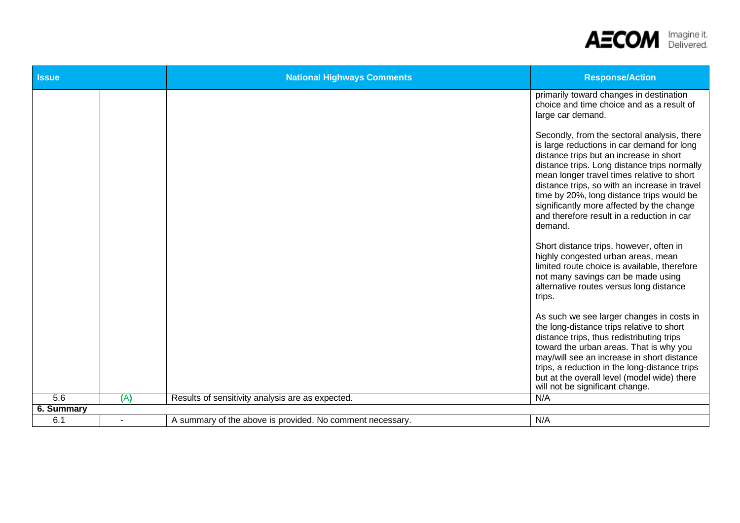| Issue | | National Highways Comments | Response/Action |
|---|---|---|---|
| | | | primarily toward changes in destination choice and time choice and as a result of large car demand.<br><br>Secondly, from the sectoral analysis, there is large reductions in car demand for long distance trips but an increase in short distance trips. Long distance trips normally mean longer travel times relative to short distance trips, so with an increase in travel time by 20%, long distance trips would be significantly more affected by the change and therefore result in a reduction in car demand.<br><br>Short distance trips, however, often in highly congested urban areas, mean limited route choice is available, therefore not many savings can be made using alternative routes versus long distance trips.<br><br>As such we see larger changes in costs in the long-distance trips relative to short distance trips, thus redistributing trips toward the urban areas. That is why you may/will see an increase in short distance trips, a reduction in the long-distance trips but at the overall level (model wide) there will not be significant change. |
| 5.6 | (A) | Results of sensitivity analysis are as expected. | N/A |
| **6. Summary** | | | |
| 6.1 | - | A summary of the above is provided. No comment necessary. | N/A |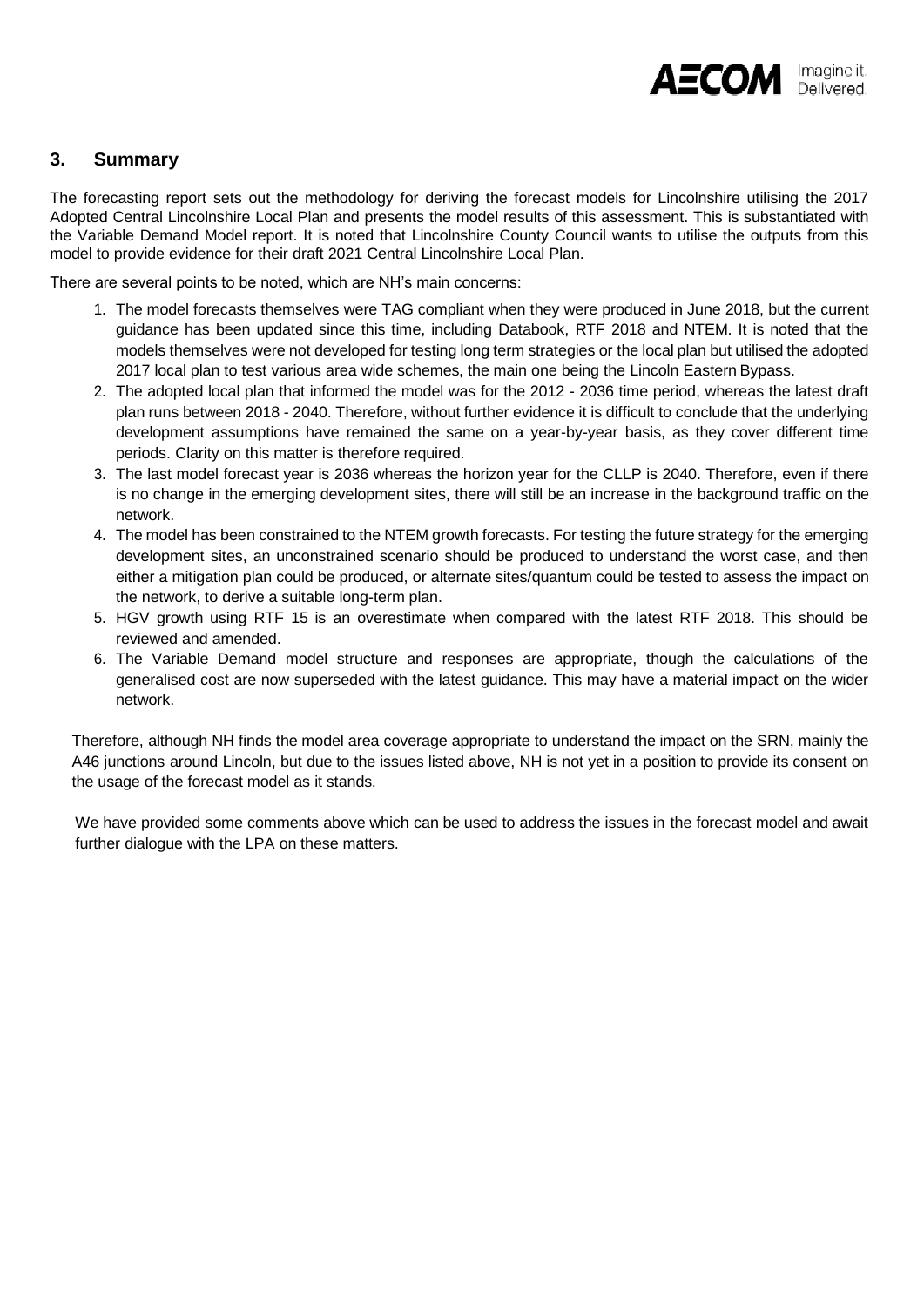## 3. Summary

The forecasting report sets out the methodology for deriving the forecast models for Lincolnshire utilising the 2017 Adopted Central Lincolnshire Local Plan and presents the model results of this assessment. This is substantiated with the Variable Demand Model report. It is noted that Lincolnshire County Council wants to utilise the outputs from this model to provide evidence for their draft 2021 Central Lincolnshire Local Plan.

There are several points to be noted, which are NH's main concerns:

1. The model forecasts themselves were TAG compliant when they were produced in June 2018, but the current guidance has been updated since this time, including Databook, RTF 2018 and NTEM. It is noted that the models themselves were not developed for testing long term strategies or the local plan but utilised the adopted 2017 local plan to test various area wide schemes, the main one being the Lincoln Eastern Bypass.
2. The adopted local plan that informed the model was for the 2012 - 2036 time period, whereas the latest draft plan runs between 2018 - 2040. Therefore, without further evidence it is difficult to conclude that the underlying development assumptions have remained the same on a year-by-year basis, as they cover different time periods. Clarity on this matter is therefore required.
3. The last model forecast year is 2036 whereas the horizon year for the CLLP is 2040. Therefore, even if there is no change in the emerging development sites, there will still be an increase in the background traffic on the network.
4. The model has been constrained to the NTEM growth forecasts. For testing the future strategy for the emerging development sites, an unconstrained scenario should be produced to understand the worst case, and then either a mitigation plan could be produced, or alternate sites/quantum could be tested to assess the impact on the network, to derive a suitable long-term plan.
5. HGV growth using RTF 15 is an overestimate when compared with the latest RTF 2018. This should be reviewed and amended.
6. The Variable Demand model structure and responses are appropriate, though the calculations of the generalised cost are now superseded with the latest guidance. This may have a material impact on the wider network.

Therefore, although NH finds the model area coverage appropriate to understand the impact on the SRN, mainly the A46 junctions around Lincoln, but due to the issues listed above, NH is not yet in a position to provide its consent on the usage of the forecast model as it stands.

We have provided some comments above which can be used to address the issues in the forecast model and await further dialogue with the LPA on these matters.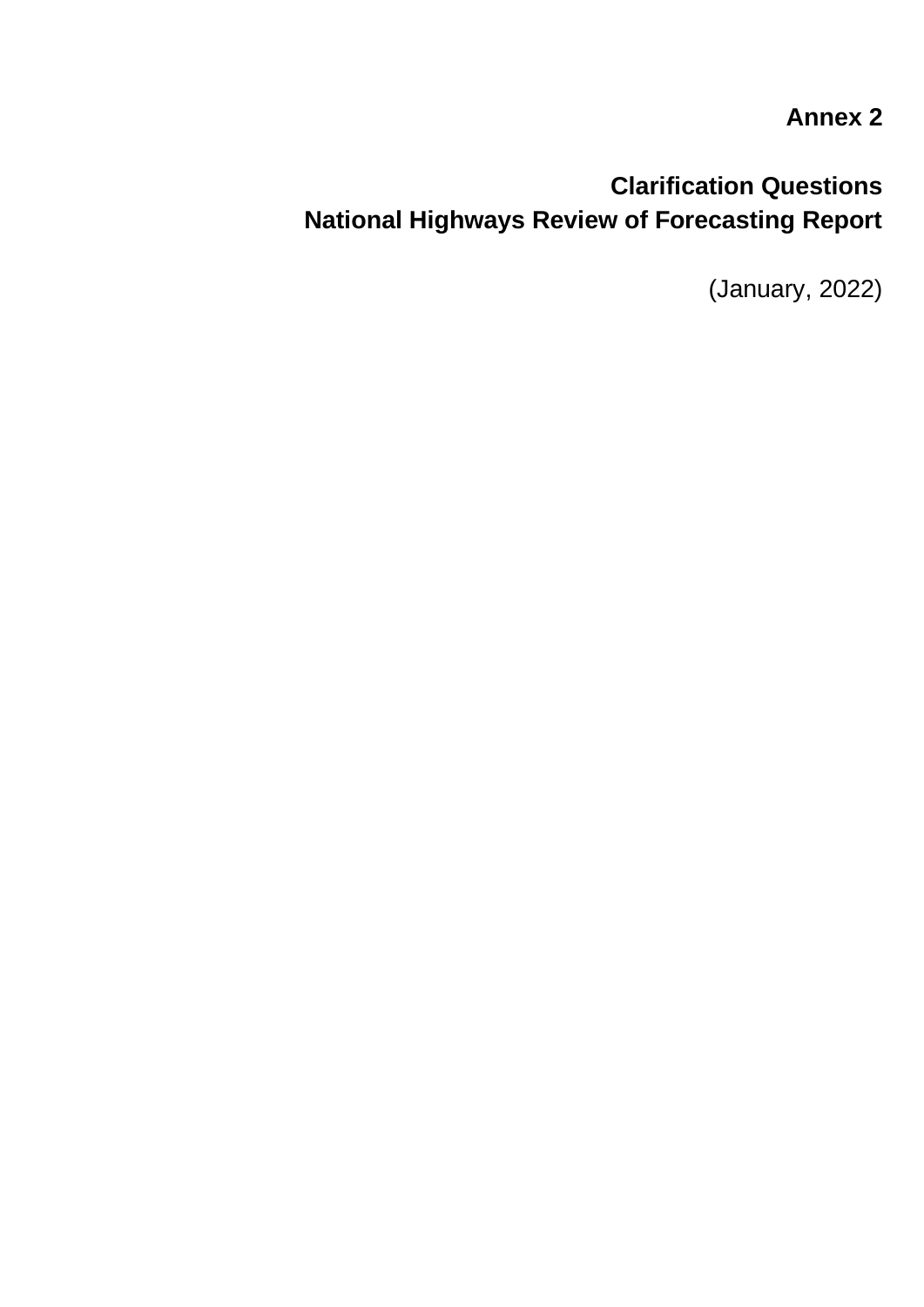**Annex 2**

## Clarification Questions
## National Highways Review of Forecasting Report

(January, 2022)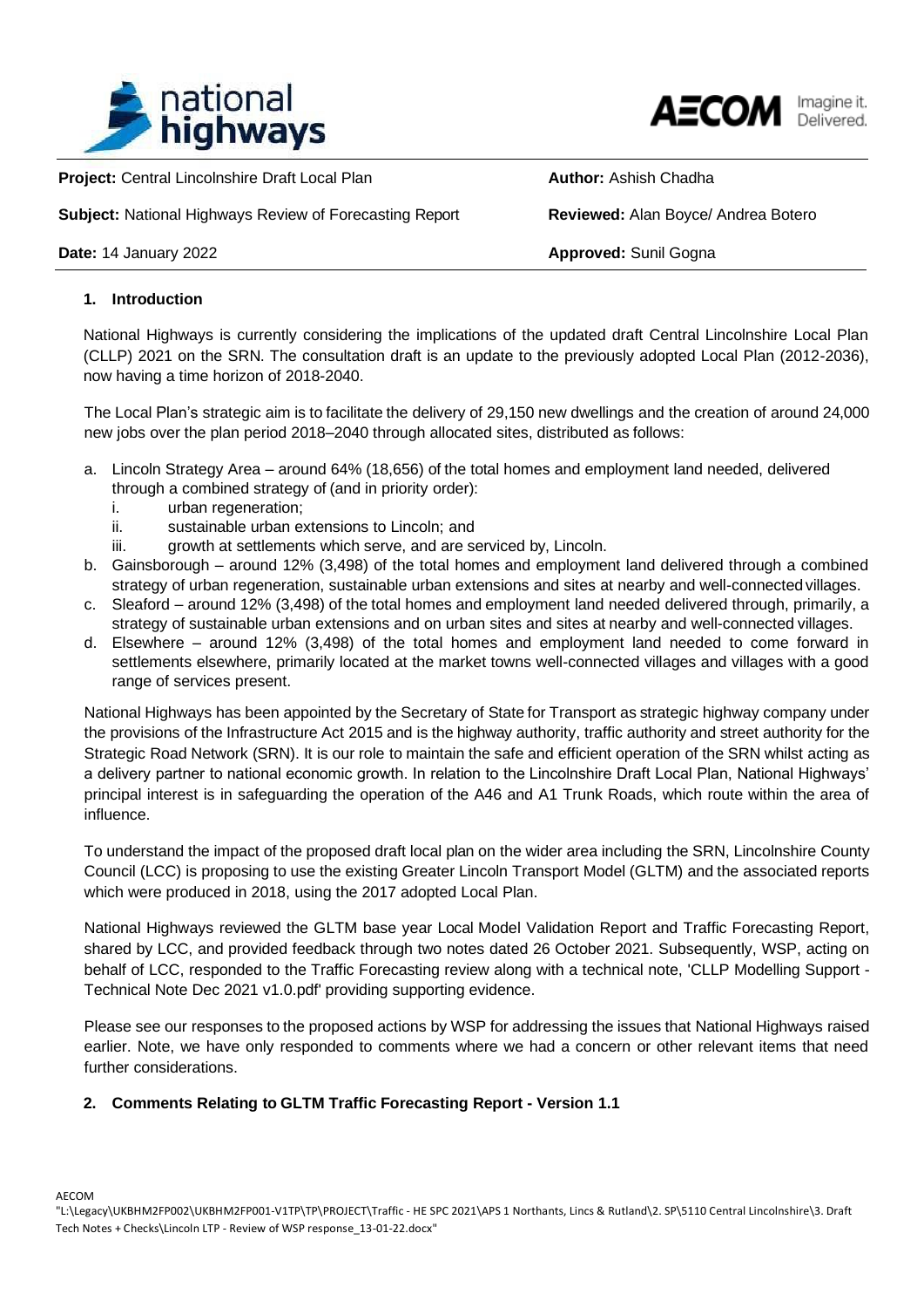**Project:** Central Lincolnshire Draft Local Plan

**Subject:** National Highways Review of Forecasting Report

**Date:** 14 January 2022

**Author:** Ashish Chadha

**Reviewed:** Alan Boyce/ Andrea Botero

**Approved:** Sunil Gogna

## 1. Introduction

National Highways is currently considering the implications of the updated draft Central Lincolnshire Local Plan (CLLP) 2021 on the SRN. The consultation draft is an update to the previously adopted Local Plan (2012-2036), now having a time horizon of 2018-2040.

The Local Plan's strategic aim is to facilitate the delivery of 29,150 new dwellings and the creation of around 24,000 new jobs over the plan period 2018–2040 through allocated sites, distributed as follows:

a. Lincoln Strategy Area – around 64% (18,656) of the total homes and employment land needed, delivered through a combined strategy of (and in priority order):
   i. urban regeneration;
   ii. sustainable urban extensions to Lincoln; and
   iii. growth at settlements which serve, and are serviced by, Lincoln.

b. Gainsborough – around 12% (3,498) of the total homes and employment land delivered through a combined strategy of urban regeneration, sustainable urban extensions and sites at nearby and well-connected villages.

c. Sleaford – around 12% (3,498) of the total homes and employment land needed delivered through, primarily, a strategy of sustainable urban extensions and on urban sites and sites at nearby and well-connected villages.

d. Elsewhere – around 12% (3,498) of the total homes and employment land needed to come forward in settlements elsewhere, primarily located at the market towns well-connected villages and villages with a good range of services present.

National Highways has been appointed by the Secretary of State for Transport as strategic highway company under the provisions of the Infrastructure Act 2015 and is the highway authority, traffic authority and street authority for the Strategic Road Network (SRN). It is our role to maintain the safe and efficient operation of the SRN whilst acting as a delivery partner to national economic growth. In relation to the Lincolnshire Draft Local Plan, National Highways' principal interest is in safeguarding the operation of the A46 and A1 Trunk Roads, which route within the area of influence.

To understand the impact of the proposed draft local plan on the wider area including the SRN, Lincolnshire County Council (LCC) is proposing to use the existing Greater Lincoln Transport Model (GLTM) and the associated reports which were produced in 2018, using the 2017 adopted Local Plan.

National Highways reviewed the GLTM base year Local Model Validation Report and Traffic Forecasting Report, shared by LCC, and provided feedback through two notes dated 26 October 2021. Subsequently, WSP, acting on behalf of LCC, responded to the Traffic Forecasting review along with a technical note, 'CLLP Modelling Support - Technical Note Dec 2021 v1.0.pdf' providing supporting evidence.

Please see our responses to the proposed actions by WSP for addressing the issues that National Highways raised earlier. Note, we have only responded to comments where we had a concern or other relevant items that need further considerations.

## 2. Comments Relating to GLTM Traffic Forecasting Report - Version 1.1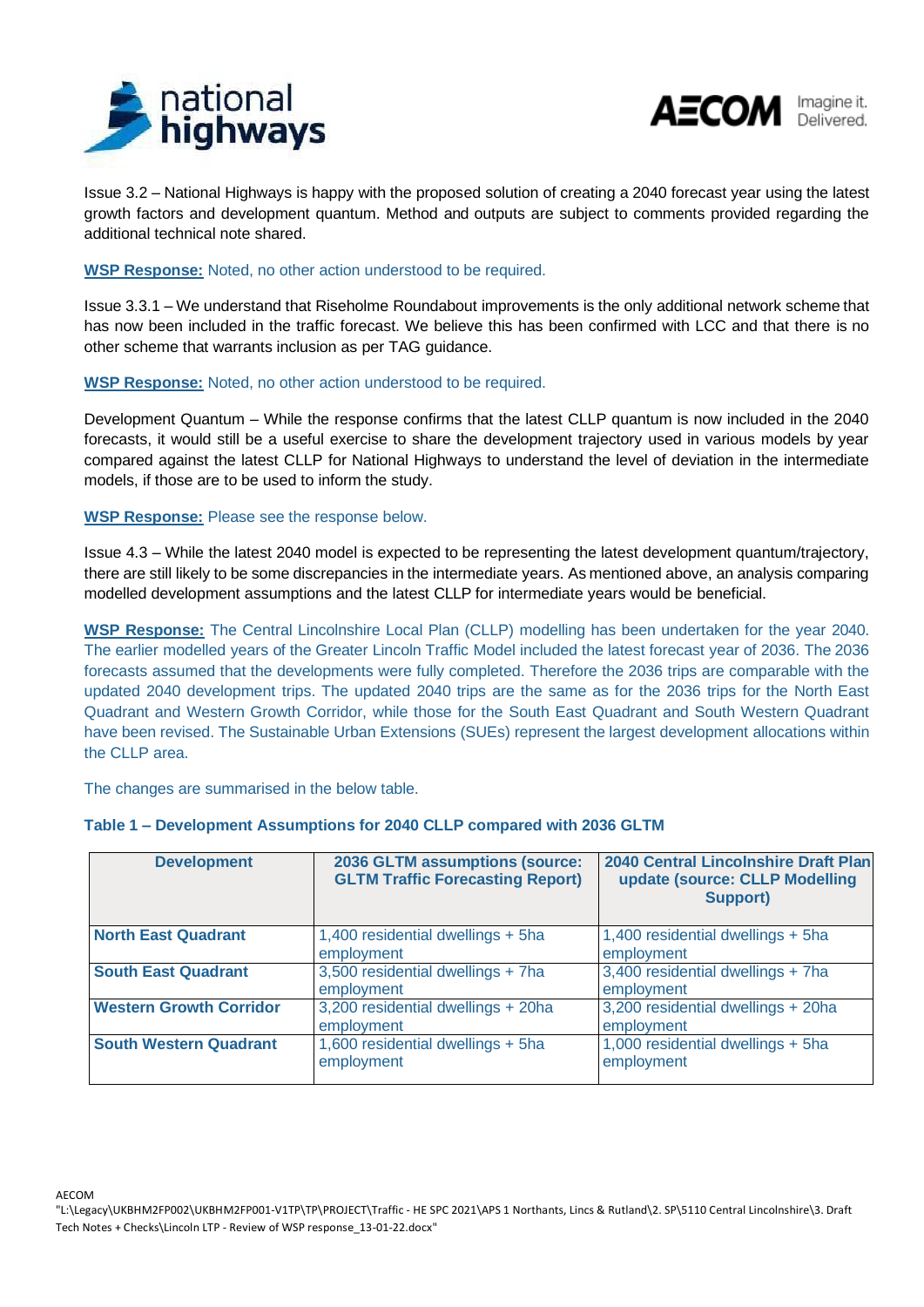Issue 3.2 – National Highways is happy with the proposed solution of creating a 2040 forecast year using the latest growth factors and development quantum. Method and outputs are subject to comments provided regarding the additional technical note shared.

**WSP Response:** Noted, no other action understood to be required.

Issue 3.3.1 – We understand that Riseholme Roundabout improvements is the only additional network scheme that has now been included in the traffic forecast. We believe this has been confirmed with LCC and that there is no other scheme that warrants inclusion as per TAG guidance.

**WSP Response:** Noted, no other action understood to be required.

Development Quantum – While the response confirms that the latest CLLP quantum is now included in the 2040 forecasts, it would still be a useful exercise to share the development trajectory used in various models by year compared against the latest CLLP for National Highways to understand the level of deviation in the intermediate models, if those are to be used to inform the study.

**WSP Response:** Please see the response below.

Issue 4.3 – While the latest 2040 model is expected to be representing the latest development quantum/trajectory, there are still likely to be some discrepancies in the intermediate years. As mentioned above, an analysis comparing modelled development assumptions and the latest CLLP for intermediate years would be beneficial.

**WSP Response:** The Central Lincolnshire Local Plan (CLLP) modelling has been undertaken for the year 2040. The earlier modelled years of the Greater Lincoln Traffic Model included the latest forecast year of 2036. The 2036 forecasts assumed that the developments were fully completed. Therefore the 2036 trips are comparable with the updated 2040 development trips. The updated 2040 trips are the same as for the 2036 trips for the North East Quadrant and Western Growth Corridor, while those for the South East Quadrant and South Western Quadrant have been revised. The Sustainable Urban Extensions (SUEs) represent the largest development allocations within the CLLP area.

The changes are summarised in the below table.

**Table 1 – Development Assumptions for 2040 CLLP compared with 2036 GLTM**

| Development | 2036 GLTM assumptions (source: GLTM Traffic Forecasting Report) | 2040 Central Lincolnshire Draft Plan update (source: CLLP Modelling Support) |
|---|---|---|
| **North East Quadrant** | 1,400 residential dwellings + 5ha employment | 1,400 residential dwellings + 5ha employment |
| **South East Quadrant** | 3,500 residential dwellings + 7ha employment | 3,400 residential dwellings + 7ha employment |
| **Western Growth Corridor** | 3,200 residential dwellings + 20ha employment | 3,200 residential dwellings + 20ha employment |
| **South Western Quadrant** | 1,600 residential dwellings + 5ha employment | 1,000 residential dwellings + 5ha employment |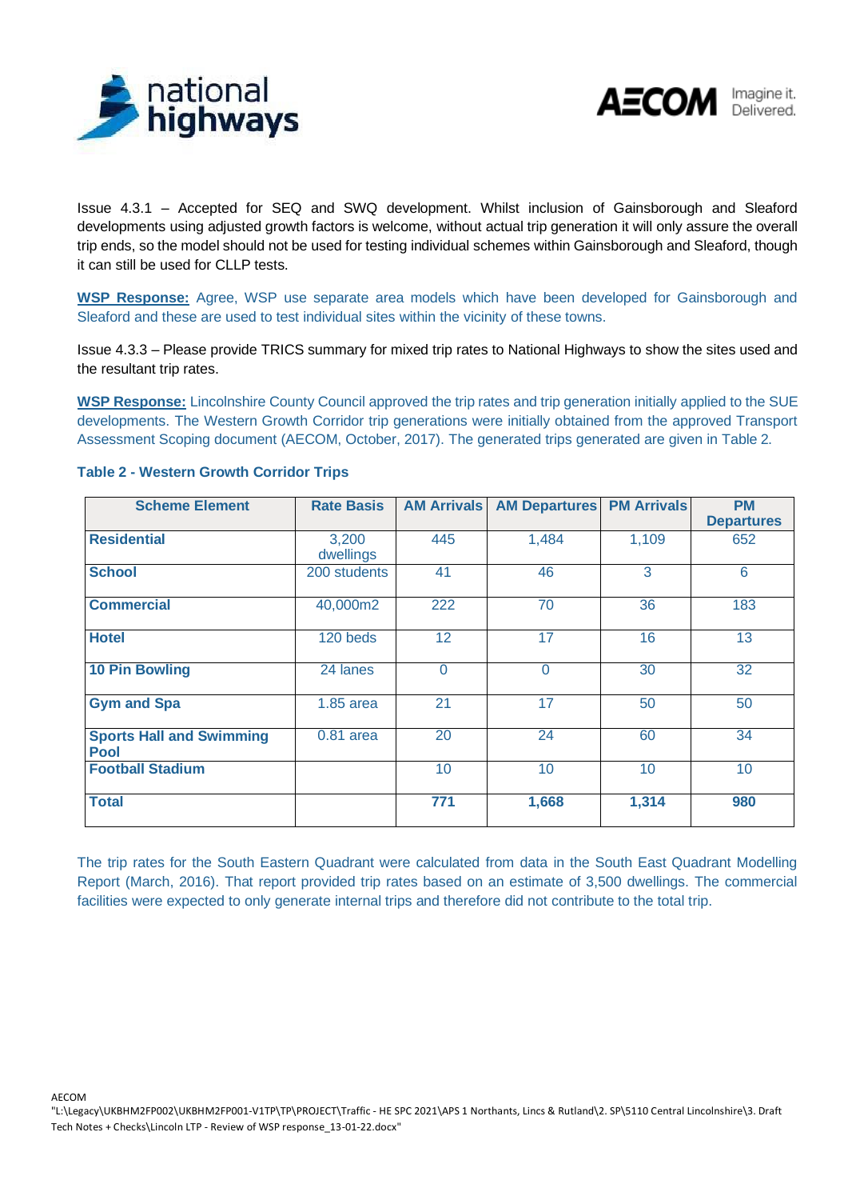Issue 4.3.1 – Accepted for SEQ and SWQ development. Whilst inclusion of Gainsborough and Sleaford developments using adjusted growth factors is welcome, without actual trip generation it will only assure the overall trip ends, so the model should not be used for testing individual schemes within Gainsborough and Sleaford, though it can still be used for CLLP tests.

**WSP Response:** Agree, WSP use separate area models which have been developed for Gainsborough and Sleaford and these are used to test individual sites within the vicinity of these towns.

Issue 4.3.3 – Please provide TRICS summary for mixed trip rates to National Highways to show the sites used and the resultant trip rates.

**WSP Response:** Lincolnshire County Council approved the trip rates and trip generation initially applied to the SUE developments. The Western Growth Corridor trip generations were initially obtained from the approved Transport Assessment Scoping document (AECOM, October, 2017). The generated trips generated are given in Table 2.

**Table 2 - Western Growth Corridor Trips**

| Scheme Element | Rate Basis | AM Arrivals | AM Departures | PM Arrivals | PM Departures |
|---|---|---|---|---|---|
| **Residential** | 3,200 dwellings | 445 | 1,484 | 1,109 | 652 |
| **School** | 200 students | 41 | 46 | 3 | 6 |
| **Commercial** | 40,000m2 | 222 | 70 | 36 | 183 |
| **Hotel** | 120 beds | 12 | 17 | 16 | 13 |
| **10 Pin Bowling** | 24 lanes | 0 | 0 | 30 | 32 |
| **Gym and Spa** | 1.85 area | 21 | 17 | 50 | 50 |
| **Sports Hall and Swimming Pool** | 0.81 area | 20 | 24 | 60 | 34 |
| **Football Stadium** | | 10 | 10 | 10 | 10 |
| **Total** | | **771** | **1,668** | **1,314** | **980** |

The trip rates for the South Eastern Quadrant were calculated from data in the South East Quadrant Modelling Report (March, 2016). That report provided trip rates based on an estimate of 3,500 dwellings. The commercial facilities were expected to only generate internal trips and therefore did not contribute to the total trip.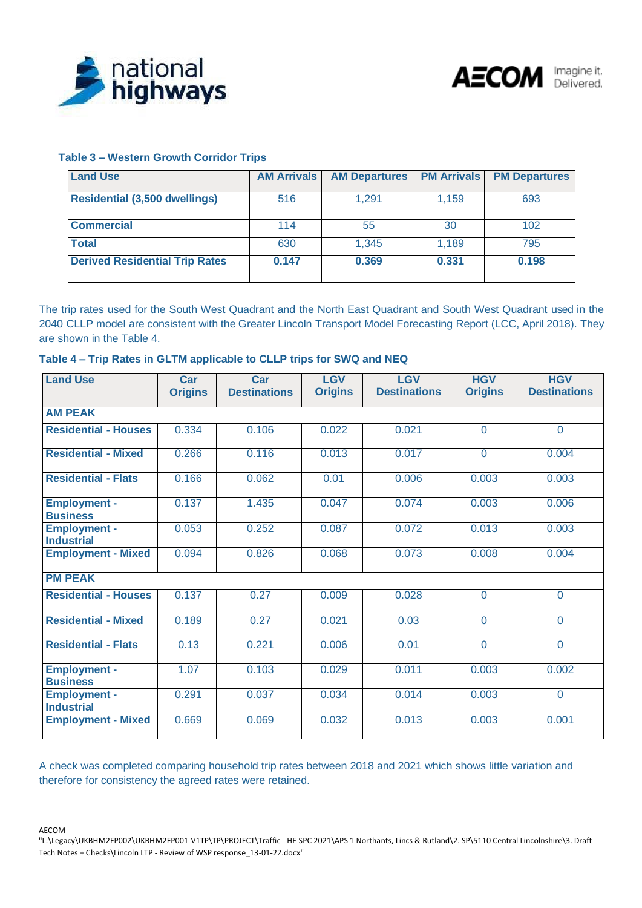**Table 3 – Western Growth Corridor Trips**

| Land Use | AM Arrivals | AM Departures | PM Arrivals | PM Departures |
|---|---|---|---|---|
| **Residential (3,500 dwellings)** | 516 | 1,291 | 1,159 | 693 |
| **Commercial** | 114 | 55 | 30 | 102 |
| **Total** | 630 | 1,345 | 1,189 | 795 |
| **Derived Residential Trip Rates** | **0.147** | **0.369** | **0.331** | **0.198** |

The trip rates used for the South West Quadrant and the North East Quadrant and South West Quadrant used in the 2040 CLLP model are consistent with the Greater Lincoln Transport Model Forecasting Report (LCC, April 2018). They are shown in the Table 4.

**Table 4 – Trip Rates in GLTM applicable to CLLP trips for SWQ and NEQ**

| Land Use | Car Origins | Car Destinations | LGV Origins | LGV Destinations | HGV Origins | HGV Destinations |
|---|---|---|---|---|---|---|
| **AM PEAK** | | | | | | |
| **Residential - Houses** | 0.334 | 0.106 | 0.022 | 0.021 | 0 | 0 |
| **Residential - Mixed** | 0.266 | 0.116 | 0.013 | 0.017 | 0 | 0.004 |
| **Residential - Flats** | 0.166 | 0.062 | 0.01 | 0.006 | 0.003 | 0.003 |
| **Employment - Business** | 0.137 | 1.435 | 0.047 | 0.074 | 0.003 | 0.006 |
| **Employment - Industrial** | 0.053 | 0.252 | 0.087 | 0.072 | 0.013 | 0.003 |
| **Employment - Mixed** | 0.094 | 0.826 | 0.068 | 0.073 | 0.008 | 0.004 |
| **PM PEAK** | | | | | | |
| **Residential - Houses** | 0.137 | 0.27 | 0.009 | 0.028 | 0 | 0 |
| **Residential - Mixed** | 0.189 | 0.27 | 0.021 | 0.03 | 0 | 0 |
| **Residential - Flats** | 0.13 | 0.221 | 0.006 | 0.01 | 0 | 0 |
| **Employment - Business** | 1.07 | 0.103 | 0.029 | 0.011 | 0.003 | 0.002 |
| **Employment - Industrial** | 0.291 | 0.037 | 0.034 | 0.014 | 0.003 | 0 |
| **Employment - Mixed** | 0.669 | 0.069 | 0.032 | 0.013 | 0.003 | 0.001 |

A check was completed comparing household trip rates between 2018 and 2021 which shows little variation and therefore for consistency the agreed rates were retained.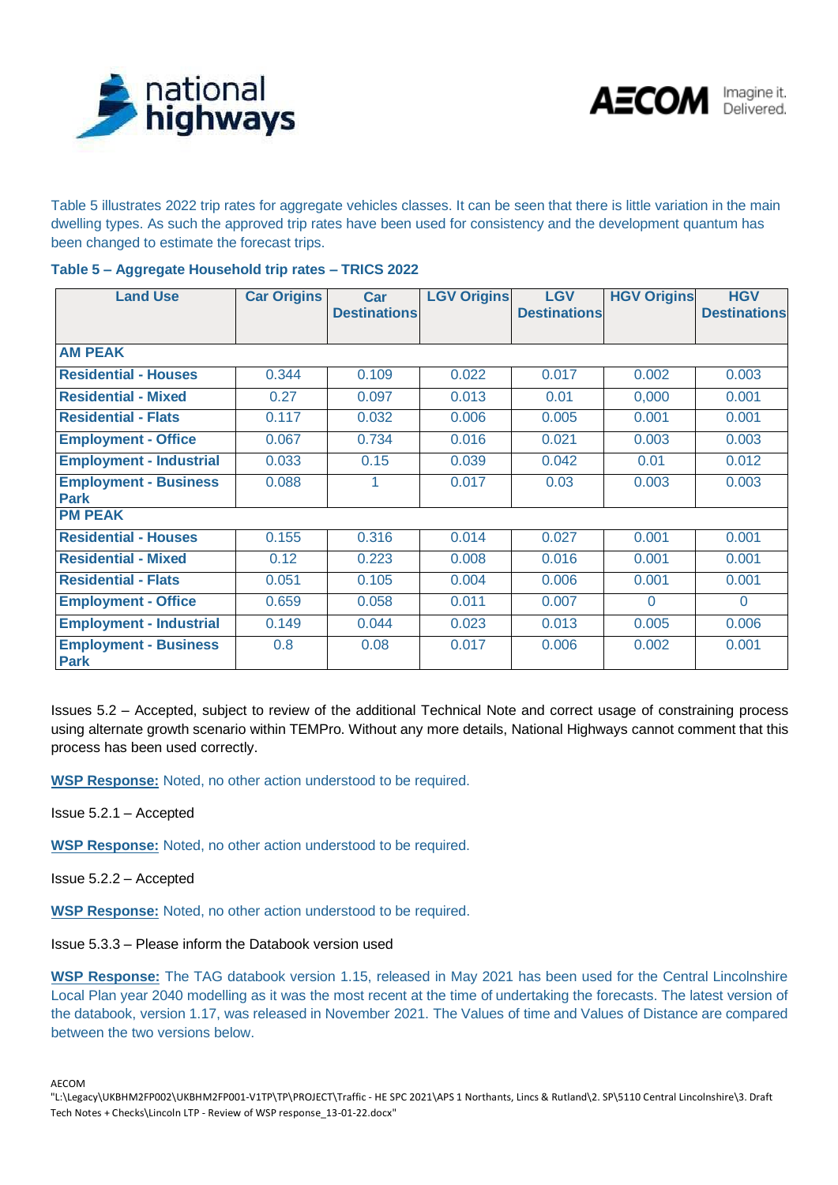Table 5 illustrates 2022 trip rates for aggregate vehicles classes. It can be seen that there is little variation in the main dwelling types. As such the approved trip rates have been used for consistency and the development quantum has been changed to estimate the forecast trips.

**Table 5 – Aggregate Household trip rates – TRICS 2022**

| Land Use | Car Origins | Car Destinations | LGV Origins | LGV Destinations | HGV Origins | HGV Destinations |
|---|---|---|---|---|---|---|
| **AM PEAK** | | | | | | |
| **Residential - Houses** | 0.344 | 0.109 | 0.022 | 0.017 | 0.002 | 0.003 |
| **Residential - Mixed** | 0.27 | 0.097 | 0.013 | 0.01 | 0,000 | 0.001 |
| **Residential - Flats** | 0.117 | 0.032 | 0.006 | 0.005 | 0.001 | 0.001 |
| **Employment - Office** | 0.067 | 0.734 | 0.016 | 0.021 | 0.003 | 0.003 |
| **Employment - Industrial** | 0.033 | 0.15 | 0.039 | 0.042 | 0.01 | 0.012 |
| **Employment - Business Park** | 0.088 | 1 | 0.017 | 0.03 | 0.003 | 0.003 |
| **PM PEAK** | | | | | | |
| **Residential - Houses** | 0.155 | 0.316 | 0.014 | 0.027 | 0.001 | 0.001 |
| **Residential - Mixed** | 0.12 | 0.223 | 0.008 | 0.016 | 0.001 | 0.001 |
| **Residential - Flats** | 0.051 | 0.105 | 0.004 | 0.006 | 0.001 | 0.001 |
| **Employment - Office** | 0.659 | 0.058 | 0.011 | 0.007 | 0 | 0 |
| **Employment - Industrial** | 0.149 | 0.044 | 0.023 | 0.013 | 0.005 | 0.006 |
| **Employment - Business Park** | 0.8 | 0.08 | 0.017 | 0.006 | 0.002 | 0.001 |

Issues 5.2 – Accepted, subject to review of the additional Technical Note and correct usage of constraining process using alternate growth scenario within TEMPro. Without any more details, National Highways cannot comment that this process has been used correctly.

**WSP Response:** Noted, no other action understood to be required.

Issue 5.2.1 – Accepted

**WSP Response:** Noted, no other action understood to be required.

Issue 5.2.2 – Accepted

**WSP Response:** Noted, no other action understood to be required.

Issue 5.3.3 – Please inform the Databook version used

**WSP Response:** The TAG databook version 1.15, released in May 2021 has been used for the Central Lincolnshire Local Plan year 2040 modelling as it was the most recent at the time of undertaking the forecasts. The latest version of the databook, version 1.17, was released in November 2021. The Values of time and Values of Distance are compared between the two versions below.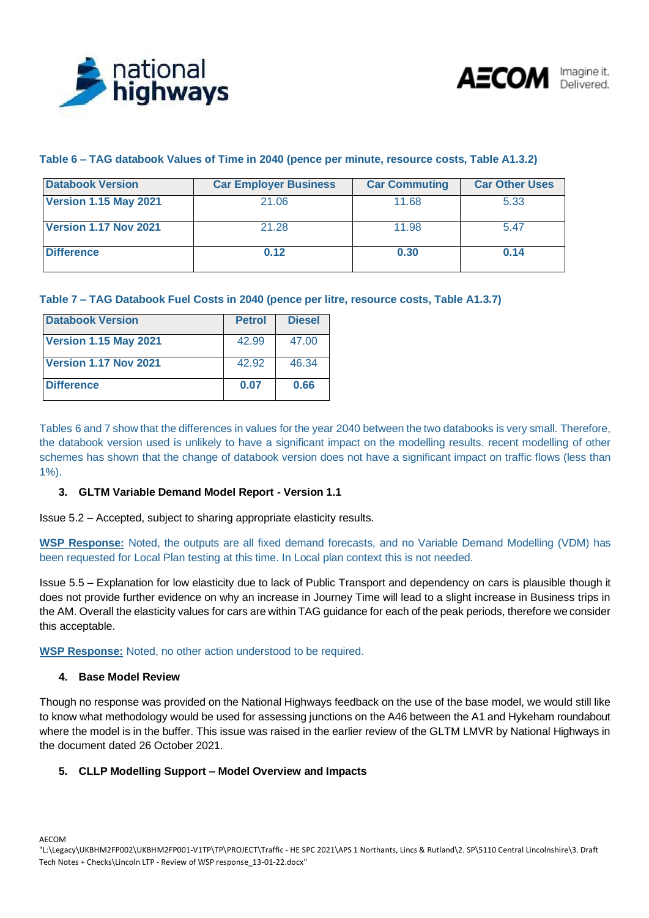**Table 6 – TAG databook Values of Time in 2040 (pence per minute, resource costs, Table A1.3.2)**

| Databook Version | Car Employer Business | Car Commuting | Car Other Uses |
|---|---|---|---|
| **Version 1.15 May 2021** | 21.06 | 11.68 | 5.33 |
| **Version 1.17 Nov 2021** | 21.28 | 11.98 | 5.47 |
| **Difference** | **0.12** | **0.30** | **0.14** |

**Table 7 – TAG Databook Fuel Costs in 2040 (pence per litre, resource costs, Table A1.3.7)**

| Databook Version | Petrol | Diesel |
|---|---|---|
| **Version 1.15 May 2021** | 42.99 | 47.00 |
| **Version 1.17 Nov 2021** | 42.92 | 46.34 |
| **Difference** | **0.07** | **0.66** |

Tables 6 and 7 show that the differences in values for the year 2040 between the two databooks is very small. Therefore, the databook version used is unlikely to have a significant impact on the modelling results. recent modelling of other schemes has shown that the change of databook version does not have a significant impact on traffic flows (less than 1%).

### 3. GLTM Variable Demand Model Report - Version 1.1

Issue 5.2 – Accepted, subject to sharing appropriate elasticity results.

**WSP Response:** Noted, the outputs are all fixed demand forecasts, and no Variable Demand Modelling (VDM) has been requested for Local Plan testing at this time. In Local plan context this is not needed.

Issue 5.5 – Explanation for low elasticity due to lack of Public Transport and dependency on cars is plausible though it does not provide further evidence on why an increase in Journey Time will lead to a slight increase in Business trips in the AM. Overall the elasticity values for cars are within TAG guidance for each of the peak periods, therefore we consider this acceptable.

**WSP Response:** Noted, no other action understood to be required.

### 4. Base Model Review

Though no response was provided on the National Highways feedback on the use of the base model, we would still like to know what methodology would be used for assessing junctions on the A46 between the A1 and Hykeham roundabout where the model is in the buffer. This issue was raised in the earlier review of the GLTM LMVR by National Highways in the document dated 26 October 2021.

### 5. CLLP Modelling Support – Model Overview and Impacts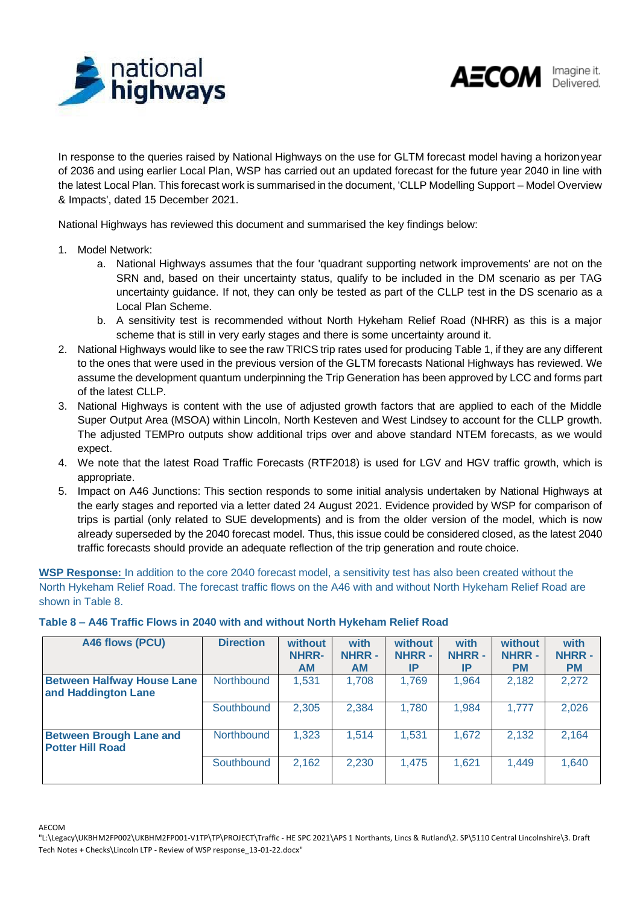In response to the queries raised by National Highways on the use for GLTM forecast model having a horizon year of 2036 and using earlier Local Plan, WSP has carried out an updated forecast for the future year 2040 in line with the latest Local Plan. This forecast work is summarised in the document, 'CLLP Modelling Support – Model Overview & Impacts', dated 15 December 2021.

National Highways has reviewed this document and summarised the key findings below:

1. Model Network:
   a. National Highways assumes that the four 'quadrant supporting network improvements' are not on the SRN and, based on their uncertainty status, qualify to be included in the DM scenario as per TAG uncertainty guidance. If not, they can only be tested as part of the CLLP test in the DS scenario as a Local Plan Scheme.
   b. A sensitivity test is recommended without North Hykeham Relief Road (NHRR) as this is a major scheme that is still in very early stages and there is some uncertainty around it.
2. National Highways would like to see the raw TRICS trip rates used for producing Table 1, if they are any different to the ones that were used in the previous version of the GLTM forecasts National Highways has reviewed. We assume the development quantum underpinning the Trip Generation has been approved by LCC and forms part of the latest CLLP.
3. National Highways is content with the use of adjusted growth factors that are applied to each of the Middle Super Output Area (MSOA) within Lincoln, North Kesteven and West Lindsey to account for the CLLP growth. The adjusted TEMPro outputs show additional trips over and above standard NTEM forecasts, as we would expect.
4. We note that the latest Road Traffic Forecasts (RTF2018) is used for LGV and HGV traffic growth, which is appropriate.
5. Impact on A46 Junctions: This section responds to some initial analysis undertaken by National Highways at the early stages and reported via a letter dated 24 August 2021. Evidence provided by WSP for comparison of trips is partial (only related to SUE developments) and is from the older version of the model, which is now already superseded by the 2040 forecast model. Thus, this issue could be considered closed, as the latest 2040 traffic forecasts should provide an adequate reflection of the trip generation and route choice.

**WSP Response:** In addition to the core 2040 forecast model, a sensitivity test has also been created without the North Hykeham Relief Road. The forecast traffic flows on the A46 with and without North Hykeham Relief Road are shown in Table 8.

**Table 8 – A46 Traffic Flows in 2040 with and without North Hykeham Relief Road**

| A46 flows (PCU) | Direction | without NHRR- AM | with NHRR - AM | without NHRR - IP | with NHRR - IP | without NHRR - PM | with NHRR - PM |
|---|---|---|---|---|---|---|---|
| **Between Halfway House Lane and Haddington Lane** | Northbound | 1,531 | 1,708 | 1,769 | 1,964 | 2,182 | 2,272 |
| | Southbound | 2,305 | 2,384 | 1,780 | 1,984 | 1,777 | 2,026 |
| **Between Brough Lane and Potter Hill Road** | Northbound | 1,323 | 1,514 | 1,531 | 1,672 | 2,132 | 2,164 |
| | Southbound | 2,162 | 2,230 | 1,475 | 1,621 | 1,449 | 1,640 |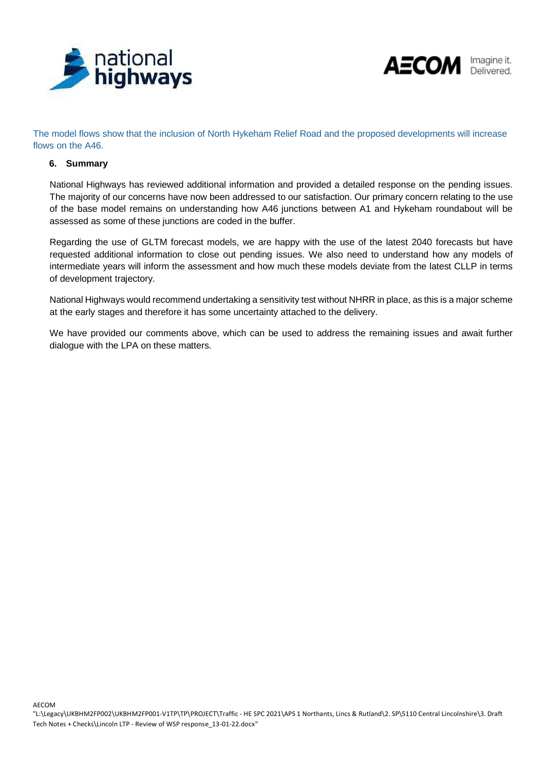The model flows show that the inclusion of North Hykeham Relief Road and the proposed developments will increase flows on the A46.

## 6. Summary

National Highways has reviewed additional information and provided a detailed response on the pending issues. The majority of our concerns have now been addressed to our satisfaction. Our primary concern relating to the use of the base model remains on understanding how A46 junctions between A1 and Hykeham roundabout will be assessed as some of these junctions are coded in the buffer.

Regarding the use of GLTM forecast models, we are happy with the use of the latest 2040 forecasts but have requested additional information to close out pending issues. We also need to understand how any models of intermediate years will inform the assessment and how much these models deviate from the latest CLLP in terms of development trajectory.

National Highways would recommend undertaking a sensitivity test without NHRR in place, as this is a major scheme at the early stages and therefore it has some uncertainty attached to the delivery.

We have provided our comments above, which can be used to address the remaining issues and await further dialogue with the LPA on these matters.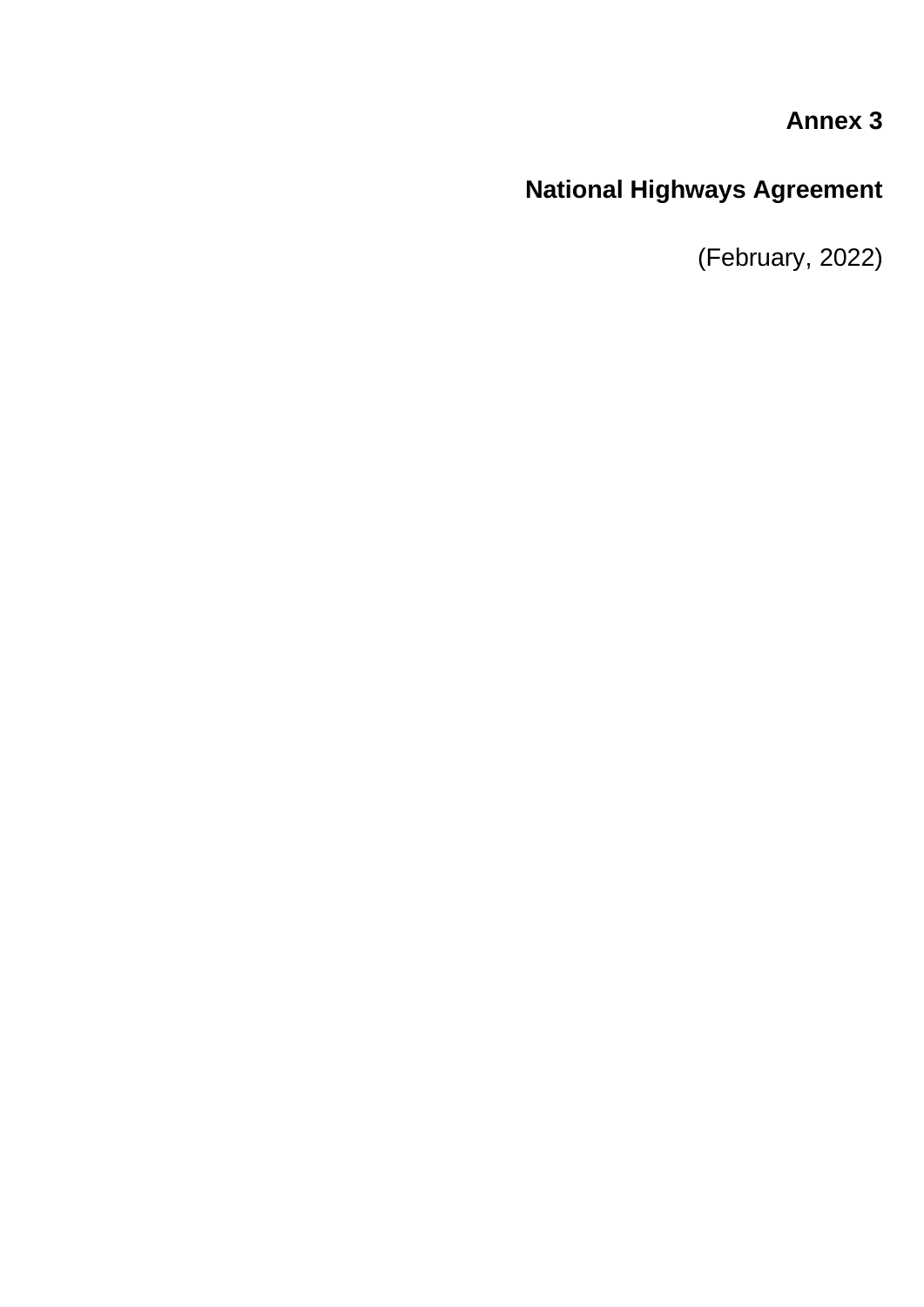**Annex 3**

**National Highways Agreement**

(February, 2022)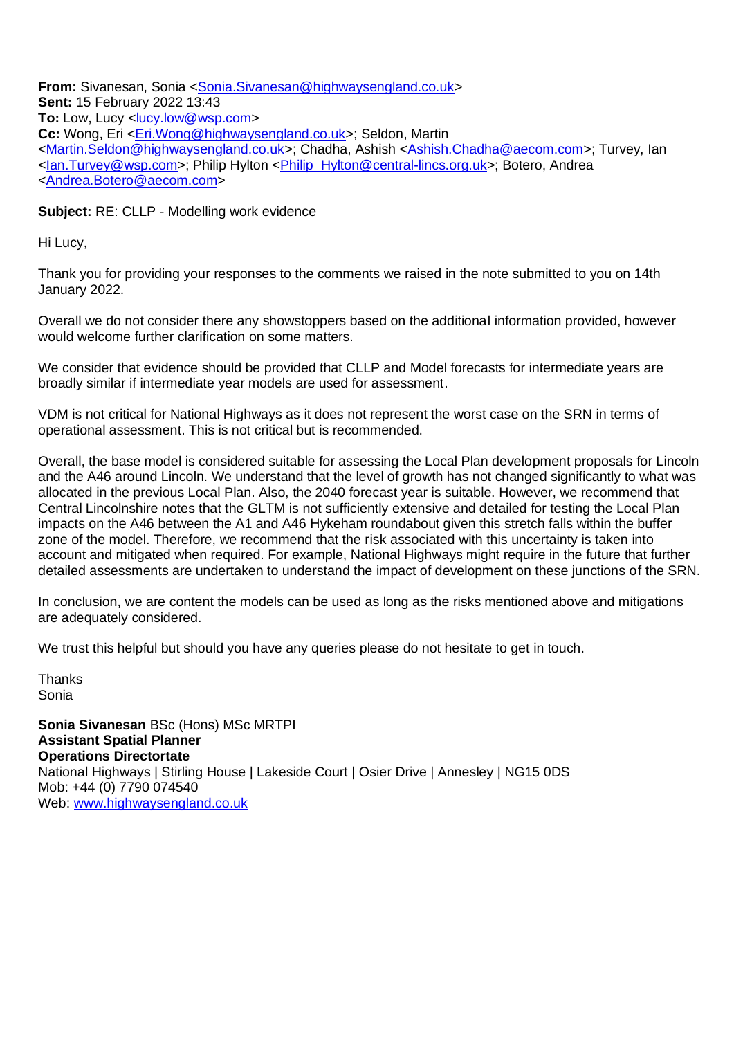**From:** Sivanesan, Sonia <Sonia.Sivanesan@highwaysengland.co.uk>
**Sent:** 15 February 2022 13:43
**To:** Low, Lucy <lucy.low@wsp.com>
**Cc:** Wong, Eri <Eri.Wong@highwaysengland.co.uk>; Seldon, Martin <Martin.Seldon@highwaysengland.co.uk>; Chadha, Ashish <Ashish.Chadha@aecom.com>; Turvey, Ian <Ian.Turvey@wsp.com>; Philip Hylton <Philip_Hylton@central-lincs.org.uk>; Botero, Andrea <Andrea.Botero@aecom.com>

**Subject:** RE: CLLP - Modelling work evidence

Hi Lucy,

Thank you for providing your responses to the comments we raised in the note submitted to you on 14th January 2022.

Overall we do not consider there any showstoppers based on the additional information provided, however would welcome further clarification on some matters.

We consider that evidence should be provided that CLLP and Model forecasts for intermediate years are broadly similar if intermediate year models are used for assessment.

VDM is not critical for National Highways as it does not represent the worst case on the SRN in terms of operational assessment. This is not critical but is recommended.

Overall, the base model is considered suitable for assessing the Local Plan development proposals for Lincoln and the A46 around Lincoln. We understand that the level of growth has not changed significantly to what was allocated in the previous Local Plan. Also, the 2040 forecast year is suitable. However, we recommend that Central Lincolnshire notes that the GLTM is not sufficiently extensive and detailed for testing the Local Plan impacts on the A46 between the A1 and A46 Hykeham roundabout given this stretch falls within the buffer zone of the model. Therefore, we recommend that the risk associated with this uncertainty is taken into account and mitigated when required. For example, National Highways might require in the future that further detailed assessments are undertaken to understand the impact of development on these junctions of the SRN.

In conclusion, we are content the models can be used as long as the risks mentioned above and mitigations are adequately considered.

We trust this helpful but should you have any queries please do not hesitate to get in touch.

Thanks
Sonia

**Sonia Sivanesan** BSc (Hons) MSc MRTPI
**Assistant Spatial Planner**
**Operations Directortate**
National Highways | Stirling House | Lakeside Court | Osier Drive | Annesley | NG15 0DS
Mob: +44 (0) 7790 074540
Web: www.highwaysengland.co.uk